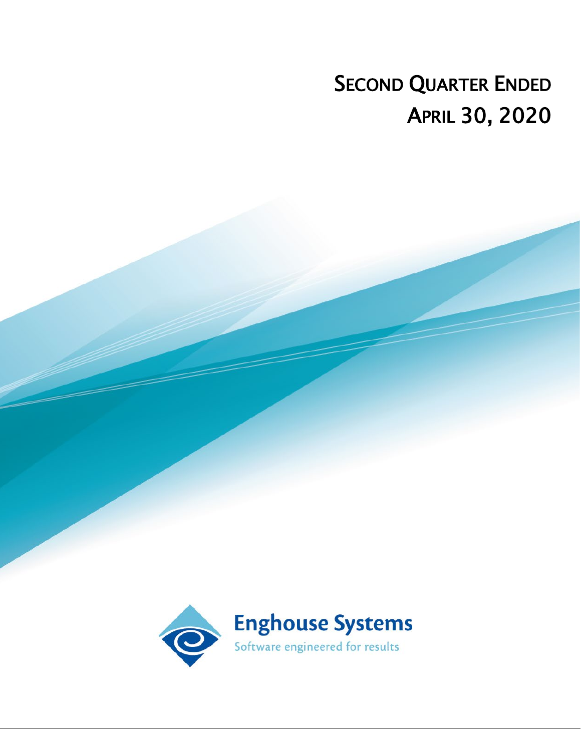# SECOND QUARTER ENDED
# APRIL 30, 2020

**Enghouse Systems**

Software engineered for results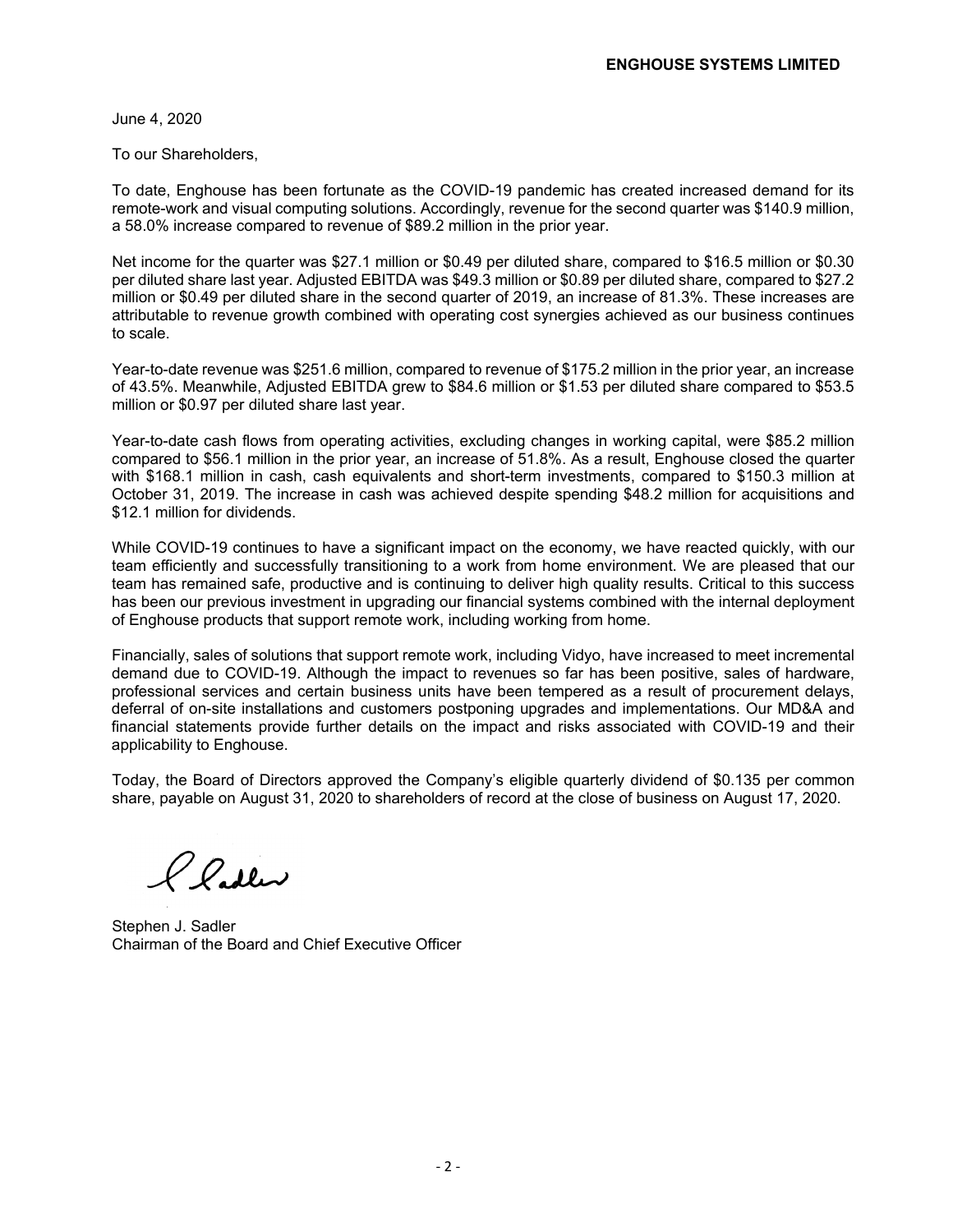June 4, 2020

To our Shareholders,

To date, Enghouse has been fortunate as the COVID-19 pandemic has created increased demand for its remote-work and visual computing solutions. Accordingly, revenue for the second quarter was $140.9 million, a 58.0% increase compared to revenue of $89.2 million in the prior year.

Net income for the quarter was $27.1 million or $0.49 per diluted share, compared to $16.5 million or $0.30 per diluted share last year. Adjusted EBITDA was $49.3 million or $0.89 per diluted share, compared to $27.2 million or $0.49 per diluted share in the second quarter of 2019, an increase of 81.3%. These increases are attributable to revenue growth combined with operating cost synergies achieved as our business continues to scale.

Year-to-date revenue was $251.6 million, compared to revenue of $175.2 million in the prior year, an increase of 43.5%. Meanwhile, Adjusted EBITDA grew to $84.6 million or $1.53 per diluted share compared to $53.5 million or $0.97 per diluted share last year.

Year-to-date cash flows from operating activities, excluding changes in working capital, were $85.2 million compared to $56.1 million in the prior year, an increase of 51.8%. As a result, Enghouse closed the quarter with $168.1 million in cash, cash equivalents and short-term investments, compared to $150.3 million at October 31, 2019. The increase in cash was achieved despite spending $48.2 million for acquisitions and $12.1 million for dividends.

While COVID-19 continues to have a significant impact on the economy, we have reacted quickly, with our team efficiently and successfully transitioning to a work from home environment. We are pleased that our team has remained safe, productive and is continuing to deliver high quality results. Critical to this success has been our previous investment in upgrading our financial systems combined with the internal deployment of Enghouse products that support remote work, including working from home.

Financially, sales of solutions that support remote work, including Vidyo, have increased to meet incremental demand due to COVID-19. Although the impact to revenues so far has been positive, sales of hardware, professional services and certain business units have been tempered as a result of procurement delays, deferral of on-site installations and customers postponing upgrades and implementations. Our MD&A and financial statements provide further details on the impact and risks associated with COVID-19 and their applicability to Enghouse.

Today, the Board of Directors approved the Company's eligible quarterly dividend of $0.135 per common share, payable on August 31, 2020 to shareholders of record at the close of business on August 17, 2020.

Stephen J. Sadler
Chairman of the Board and Chief Executive Officer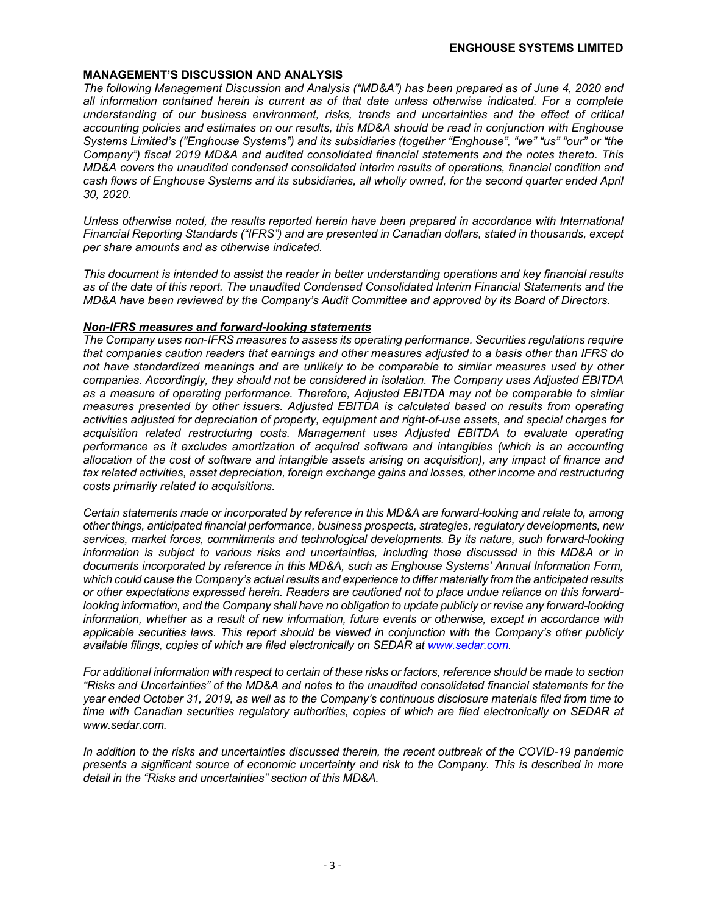## MANAGEMENT'S DISCUSSION AND ANALYSIS

*The following Management Discussion and Analysis ("MD&A") has been prepared as of June 4, 2020 and all information contained herein is current as of that date unless otherwise indicated. For a complete understanding of our business environment, risks, trends and uncertainties and the effect of critical accounting policies and estimates on our results, this MD&A should be read in conjunction with Enghouse Systems Limited's ("Enghouse Systems") and its subsidiaries (together "Enghouse", "we" "us" "our" or "the Company") fiscal 2019 MD&A and audited consolidated financial statements and the notes thereto. This MD&A covers the unaudited condensed consolidated interim results of operations, financial condition and cash flows of Enghouse Systems and its subsidiaries, all wholly owned, for the second quarter ended April 30, 2020.*

*Unless otherwise noted, the results reported herein have been prepared in accordance with International Financial Reporting Standards ("IFRS") and are presented in Canadian dollars, stated in thousands, except per share amounts and as otherwise indicated.*

*This document is intended to assist the reader in better understanding operations and key financial results as of the date of this report. The unaudited Condensed Consolidated Interim Financial Statements and the MD&A have been reviewed by the Company's Audit Committee and approved by its Board of Directors.*

### ***Non-IFRS measures and forward-looking statements***

*The Company uses non-IFRS measures to assess its operating performance. Securities regulations require that companies caution readers that earnings and other measures adjusted to a basis other than IFRS do not have standardized meanings and are unlikely to be comparable to similar measures used by other companies. Accordingly, they should not be considered in isolation. The Company uses Adjusted EBITDA as a measure of operating performance. Therefore, Adjusted EBITDA may not be comparable to similar measures presented by other issuers. Adjusted EBITDA is calculated based on results from operating activities adjusted for depreciation of property, equipment and right-of-use assets, and special charges for acquisition related restructuring costs. Management uses Adjusted EBITDA to evaluate operating performance as it excludes amortization of acquired software and intangibles (which is an accounting allocation of the cost of software and intangible assets arising on acquisition), any impact of finance and tax related activities, asset depreciation, foreign exchange gains and losses, other income and restructuring costs primarily related to acquisitions.*

*Certain statements made or incorporated by reference in this MD&A are forward-looking and relate to, among other things, anticipated financial performance, business prospects, strategies, regulatory developments, new services, market forces, commitments and technological developments. By its nature, such forward-looking information is subject to various risks and uncertainties, including those discussed in this MD&A or in documents incorporated by reference in this MD&A, such as Enghouse Systems' Annual Information Form, which could cause the Company's actual results and experience to differ materially from the anticipated results or other expectations expressed herein. Readers are cautioned not to place undue reliance on this forward-looking information, and the Company shall have no obligation to update publicly or revise any forward-looking information, whether as a result of new information, future events or otherwise, except in accordance with applicable securities laws. This report should be viewed in conjunction with the Company's other publicly available filings, copies of which are filed electronically on SEDAR at [www.sedar.com](www.sedar.com).*

*For additional information with respect to certain of these risks or factors, reference should be made to section "Risks and Uncertainties" of the MD&A and notes to the unaudited consolidated financial statements for the year ended October 31, 2019, as well as to the Company's continuous disclosure materials filed from time to time with Canadian securities regulatory authorities, copies of which are filed electronically on SEDAR at www.sedar.com.*

*In addition to the risks and uncertainties discussed therein, the recent outbreak of the COVID-19 pandemic presents a significant source of economic uncertainty and risk to the Company. This is described in more detail in the "Risks and uncertainties" section of this MD&A.*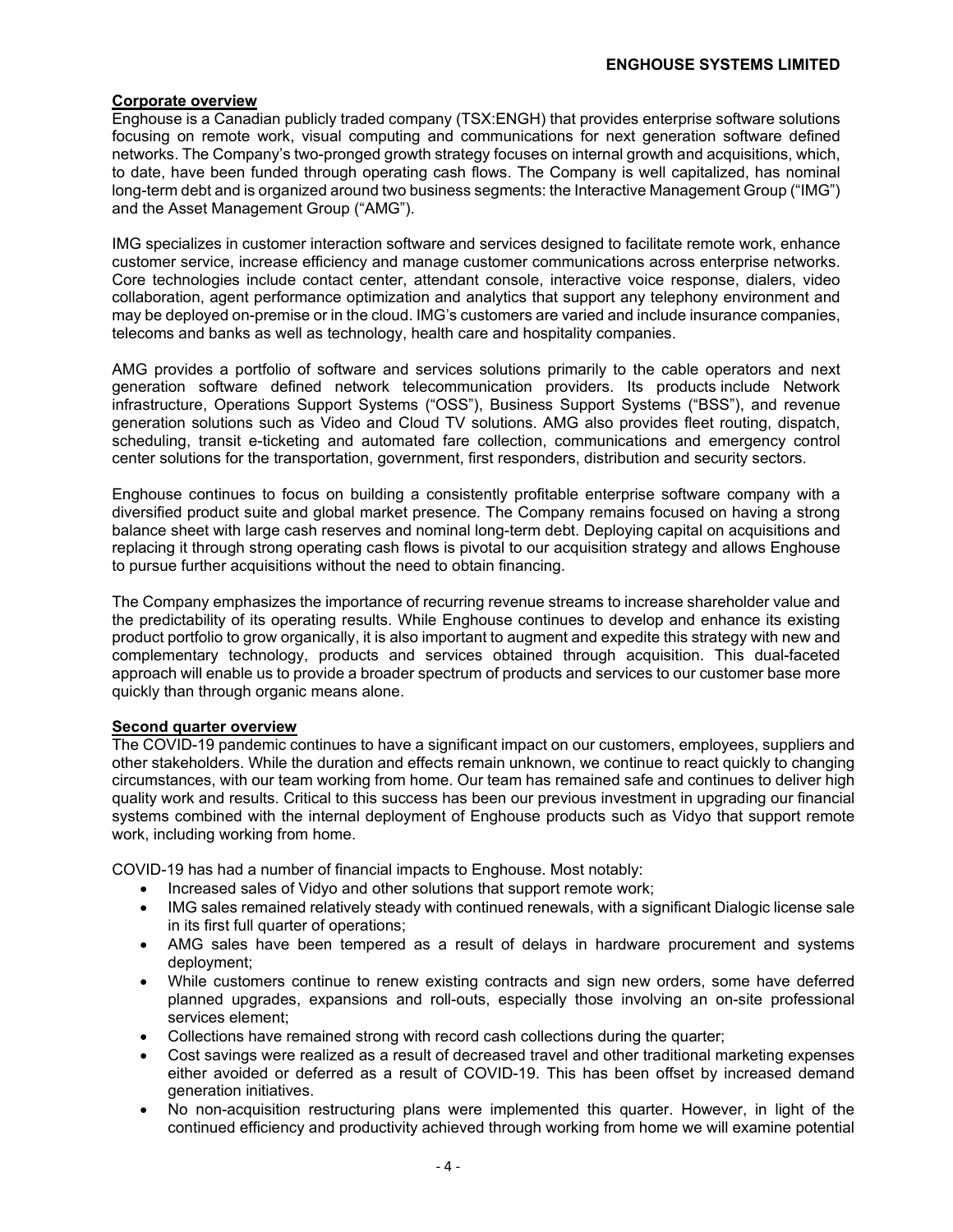## Corporate overview

Enghouse is a Canadian publicly traded company (TSX:ENGH) that provides enterprise software solutions focusing on remote work, visual computing and communications for next generation software defined networks. The Company's two-pronged growth strategy focuses on internal growth and acquisitions, which, to date, have been funded through operating cash flows. The Company is well capitalized, has nominal long-term debt and is organized around two business segments: the Interactive Management Group ("IMG") and the Asset Management Group ("AMG").

IMG specializes in customer interaction software and services designed to facilitate remote work, enhance customer service, increase efficiency and manage customer communications across enterprise networks. Core technologies include contact center, attendant console, interactive voice response, dialers, video collaboration, agent performance optimization and analytics that support any telephony environment and may be deployed on-premise or in the cloud. IMG's customers are varied and include insurance companies, telecoms and banks as well as technology, health care and hospitality companies.

AMG provides a portfolio of software and services solutions primarily to the cable operators and next generation software defined network telecommunication providers. Its products include Network infrastructure, Operations Support Systems ("OSS"), Business Support Systems ("BSS"), and revenue generation solutions such as Video and Cloud TV solutions. AMG also provides fleet routing, dispatch, scheduling, transit e-ticketing and automated fare collection, communications and emergency control center solutions for the transportation, government, first responders, distribution and security sectors.

Enghouse continues to focus on building a consistently profitable enterprise software company with a diversified product suite and global market presence. The Company remains focused on having a strong balance sheet with large cash reserves and nominal long-term debt. Deploying capital on acquisitions and replacing it through strong operating cash flows is pivotal to our acquisition strategy and allows Enghouse to pursue further acquisitions without the need to obtain financing.

The Company emphasizes the importance of recurring revenue streams to increase shareholder value and the predictability of its operating results. While Enghouse continues to develop and enhance its existing product portfolio to grow organically, it is also important to augment and expedite this strategy with new and complementary technology, products and services obtained through acquisition. This dual-faceted approach will enable us to provide a broader spectrum of products and services to our customer base more quickly than through organic means alone.

## Second quarter overview

The COVID-19 pandemic continues to have a significant impact on our customers, employees, suppliers and other stakeholders. While the duration and effects remain unknown, we continue to react quickly to changing circumstances, with our team working from home. Our team has remained safe and continues to deliver high quality work and results. Critical to this success has been our previous investment in upgrading our financial systems combined with the internal deployment of Enghouse products such as Vidyo that support remote work, including working from home.

COVID-19 has had a number of financial impacts to Enghouse. Most notably:

- Increased sales of Vidyo and other solutions that support remote work;
- IMG sales remained relatively steady with continued renewals, with a significant Dialogic license sale in its first full quarter of operations;
- AMG sales have been tempered as a result of delays in hardware procurement and systems deployment;
- While customers continue to renew existing contracts and sign new orders, some have deferred planned upgrades, expansions and roll-outs, especially those involving an on-site professional services element;
- Collections have remained strong with record cash collections during the quarter;
- Cost savings were realized as a result of decreased travel and other traditional marketing expenses either avoided or deferred as a result of COVID-19. This has been offset by increased demand generation initiatives.
- No non-acquisition restructuring plans were implemented this quarter. However, in light of the continued efficiency and productivity achieved through working from home we will examine potential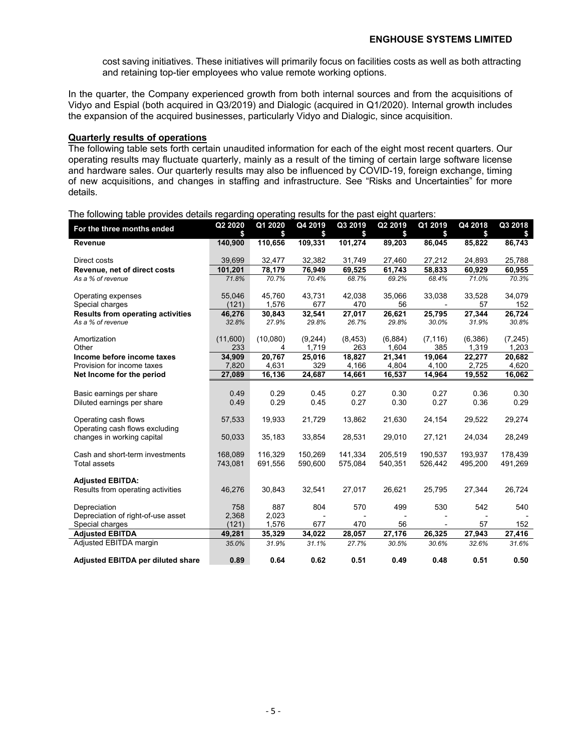cost saving initiatives. These initiatives will primarily focus on facilities costs as well as both attracting and retaining top-tier employees who value remote working options.

In the quarter, the Company experienced growth from both internal sources and from the acquisitions of Vidyo and Espial (both acquired in Q3/2019) and Dialogic (acquired in Q1/2020). Internal growth includes the expansion of the acquired businesses, particularly Vidyo and Dialogic, since acquisition.

**Quarterly results of operations**

The following table sets forth certain unaudited information for each of the eight most recent quarters. Our operating results may fluctuate quarterly, mainly as a result of the timing of certain large software license and hardware sales. Our quarterly results may also be influenced by COVID-19, foreign exchange, timing of new acquisitions, and changes in staffing and infrastructure. See "Risks and Uncertainties" for more details.

The following table provides details regarding operating results for the past eight quarters:

| For the three months ended | Q2 2020 $ | Q1 2020 $ | Q4 2019 $ | Q3 2019 $ | Q2 2019 $ | Q1 2019 $ | Q4 2018 $ | Q3 2018 $ |
|---|---|---|---|---|---|---|---|---|
| **Revenue** | **140,900** | **110,656** | **109,331** | **101,274** | **89,203** | **86,045** | **85,822** | **86,743** |
| | | | | | | | | |
| Direct costs | 39,699 | 32,477 | 32,382 | 31,749 | 27,460 | 27,212 | 24,893 | 25,788 |
| **Revenue, net of direct costs** | **101,201** | **78,179** | **76,949** | **69,525** | **61,743** | **58,833** | **60,929** | **60,955** |
| *As a % of revenue* | *71.8%* | *70.7%* | *70.4%* | *68.7%* | *69.2%* | *68.4%* | *71.0%* | *70.3%* |
| | | | | | | | | |
| Operating expenses | 55,046 | 45,760 | 43,731 | 42,038 | 35,066 | 33,038 | 33,528 | 34,079 |
| Special charges | (121) | 1,576 | 677 | 470 | 56 | - | 57 | 152 |
| **Results from operating activities** | **46,276** | **30,843** | **32,541** | **27,017** | **26,621** | **25,795** | **27,344** | **26,724** |
| *As a % of revenue* | *32.8%* | *27.9%* | *29.8%* | *26.7%* | *29.8%* | *30.0%* | *31.9%* | *30.8%* |
| | | | | | | | | |
| Amortization | (11,600) | (10,080) | (9,244) | (8,453) | (6,884) | (7,116) | (6,386) | (7,245) |
| Other | 233 | 4 | 1,719 | 263 | 1,604 | 385 | 1,319 | 1,203 |
| **Income before income taxes** | **34,909** | **20,767** | **25,016** | **18,827** | **21,341** | **19,064** | **22,277** | **20,682** |
| Provision for income taxes | 7,820 | 4,631 | 329 | 4,166 | 4,804 | 4,100 | 2,725 | 4,620 |
| **Net Income for the period** | **27,089** | **16,136** | **24,687** | **14,661** | **16,537** | **14,964** | **19,552** | **16,062** |
| | | | | | | | | |
| Basic earnings per share | 0.49 | 0.29 | 0.45 | 0.27 | 0.30 | 0.27 | 0.36 | 0.30 |
| Diluted earnings per share | 0.49 | 0.29 | 0.45 | 0.27 | 0.30 | 0.27 | 0.36 | 0.29 |
| | | | | | | | | |
| Operating cash flows | 57,533 | 19,933 | 21,729 | 13,862 | 21,630 | 24,154 | 29,522 | 29,274 |
| Operating cash flows excluding changes in working capital | 50,033 | 35,183 | 33,854 | 28,531 | 29,010 | 27,121 | 24,034 | 28,249 |
| | | | | | | | | |
| Cash and short-term investments | 168,089 | 116,329 | 150,269 | 141,334 | 205,519 | 190,537 | 193,937 | 178,439 |
| Total assets | 743,081 | 691,556 | 590,600 | 575,084 | 540,351 | 526,442 | 495,200 | 491,269 |
| | | | | | | | | |
| **Adjusted EBITDA:** | | | | | | | | |
| Results from operating activities | 46,276 | 30,843 | 32,541 | 27,017 | 26,621 | 25,795 | 27,344 | 26,724 |
| | | | | | | | | |
| Depreciation | 758 | 887 | 804 | 570 | 499 | 530 | 542 | 540 |
| Depreciation of right-of-use asset | 2,368 | 2,023 | - | - | - | - | - | - |
| Special charges | (121) | 1,576 | 677 | 470 | 56 | - | 57 | 152 |
| **Adjusted EBITDA** | **49,281** | **35,329** | **34,022** | **28,057** | **27,176** | **26,325** | **27,943** | **27,416** |
| Adjusted EBITDA margin | *35.0%* | *31.9%* | *31.1%* | *27.7%* | *30.5%* | *30.6%* | *32.6%* | *31.6%* |
| | | | | | | | | |
| **Adjusted EBITDA per diluted share** | **0.89** | **0.64** | **0.62** | **0.51** | **0.49** | **0.48** | **0.51** | **0.50** |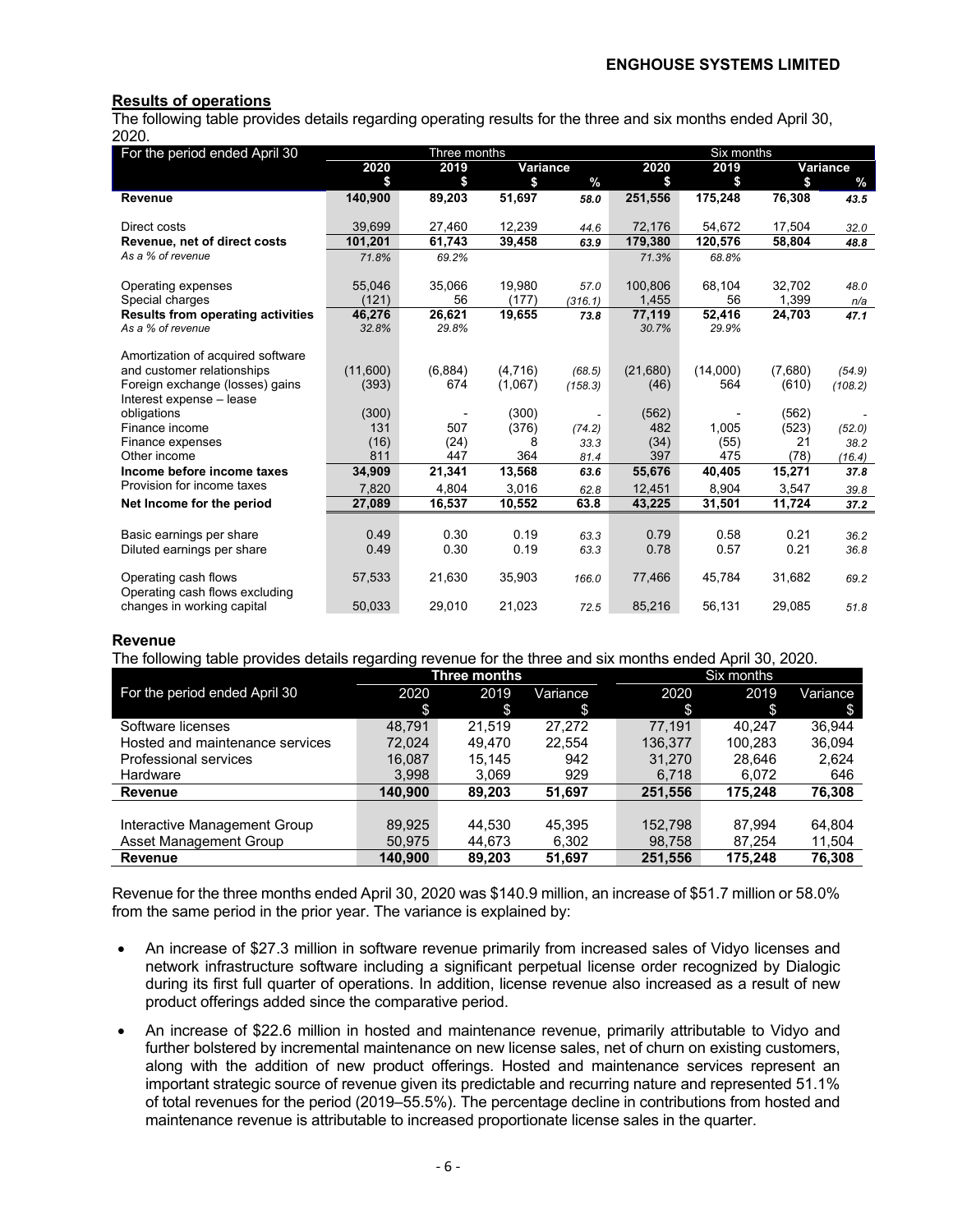## Results of operations

The following table provides details regarding operating results for the three and six months ended April 30, 2020.

| For the period ended April 30 | Three months | | | | Six months | | | |
|---|---|---|---|---|---|---|---|---|
| | 2020 | 2019 | Variance | | 2020 | 2019 | Variance | |
| | $ | $ | $ | % | $ | $ | $ | % |
| **Revenue** | **140,900** | **89,203** | **51,697** | *58.0* | **251,556** | **175,248** | **76,308** | *43.5* |
| Direct costs | 39,699 | 27,460 | 12,239 | *44.6* | 72,176 | 54,672 | 17,504 | *32.0* |
| **Revenue, net of direct costs** | **101,201** | **61,743** | **39,458** | *63.9* | **179,380** | **120,576** | **58,804** | *48.8* |
| *As a % of revenue* | *71.8%* | *69.2%* | | | *71.3%* | *68.8%* | | |
| Operating expenses | 55,046 | 35,066 | 19,980 | *57.0* | 100,806 | 68,104 | 32,702 | *48.0* |
| Special charges | (121) | 56 | (177) | *(316.1)* | 1,455 | 56 | 1,399 | *n/a* |
| **Results from operating activities** | **46,276** | **26,621** | **19,655** | *73.8* | **77,119** | **52,416** | **24,703** | *47.1* |
| *As a % of revenue* | *32.8%* | *29.8%* | | | *30.7%* | *29.9%* | | |
| Amortization of acquired software and customer relationships | (11,600) | (6,884) | (4,716) | *(68.5)* | (21,680) | (14,000) | (7,680) | *(54.9)* |
| Foreign exchange (losses) gains | (393) | 674 | (1,067) | *(158.3)* | (46) | 564 | (610) | *(108.2)* |
| Interest expense – lease obligations | (300) | - | (300) | - | (562) | - | (562) | - |
| Finance income | 131 | 507 | (376) | *(74.2)* | 482 | 1,005 | (523) | *(52.0)* |
| Finance expenses | (16) | (24) | 8 | *33.3* | (34) | (55) | 21 | *38.2* |
| Other income | 811 | 447 | 364 | *81.4* | 397 | 475 | (78) | *(16.4)* |
| **Income before income taxes** | **34,909** | **21,341** | **13,568** | *63.6* | **55,676** | **40,405** | **15,271** | *37.8* |
| Provision for income taxes | 7,820 | 4,804 | 3,016 | *62.8* | 12,451 | 8,904 | 3,547 | *39.8* |
| **Net Income for the period** | **27,089** | **16,537** | **10,552** | **63.8** | **43,225** | **31,501** | **11,724** | *37.2* |
| Basic earnings per share | 0.49 | 0.30 | 0.19 | *63.3* | 0.79 | 0.58 | 0.21 | *36.2* |
| Diluted earnings per share | 0.49 | 0.30 | 0.19 | *63.3* | 0.78 | 0.57 | 0.21 | *36.8* |
| Operating cash flows | 57,533 | 21,630 | 35,903 | *166.0* | 77,466 | 45,784 | 31,682 | *69.2* |
| Operating cash flows excluding changes in working capital | 50,033 | 29,010 | 21,023 | *72.5* | 85,216 | 56,131 | 29,085 | *51.8* |

### Revenue

The following table provides details regarding revenue for the three and six months ended April 30, 2020.

| For the period ended April 30 | Three months | | | Six months | | |
|---|---|---|---|---|---|---|
| | 2020 | 2019 | Variance | 2020 | 2019 | Variance |
| | $ | $ | $ | $ | $ | $ |
| Software licenses | 48,791 | 21,519 | 27,272 | 77,191 | 40,247 | 36,944 |
| Hosted and maintenance services | 72,024 | 49,470 | 22,554 | 136,377 | 100,283 | 36,094 |
| Professional services | 16,087 | 15,145 | 942 | 31,270 | 28,646 | 2,624 |
| Hardware | 3,998 | 3,069 | 929 | 6,718 | 6,072 | 646 |
| **Revenue** | **140,900** | **89,203** | **51,697** | **251,556** | **175,248** | **76,308** |
| Interactive Management Group | 89,925 | 44,530 | 45,395 | 152,798 | 87,994 | 64,804 |
| Asset Management Group | 50,975 | 44,673 | 6,302 | 98,758 | 87,254 | 11,504 |
| **Revenue** | **140,900** | **89,203** | **51,697** | **251,556** | **175,248** | **76,308** |

Revenue for the three months ended April 30, 2020 was $140.9 million, an increase of $51.7 million or 58.0% from the same period in the prior year. The variance is explained by:

- An increase of $27.3 million in software revenue primarily from increased sales of Vidyo licenses and network infrastructure software including a significant perpetual license order recognized by Dialogic during its first full quarter of operations. In addition, license revenue also increased as a result of new product offerings added since the comparative period.
- An increase of $22.6 million in hosted and maintenance revenue, primarily attributable to Vidyo and further bolstered by incremental maintenance on new license sales, net of churn on existing customers, along with the addition of new product offerings. Hosted and maintenance services represent an important strategic source of revenue given its predictable and recurring nature and represented 51.1% of total revenues for the period (2019–55.5%). The percentage decline in contributions from hosted and maintenance revenue is attributable to increased proportionate license sales in the quarter.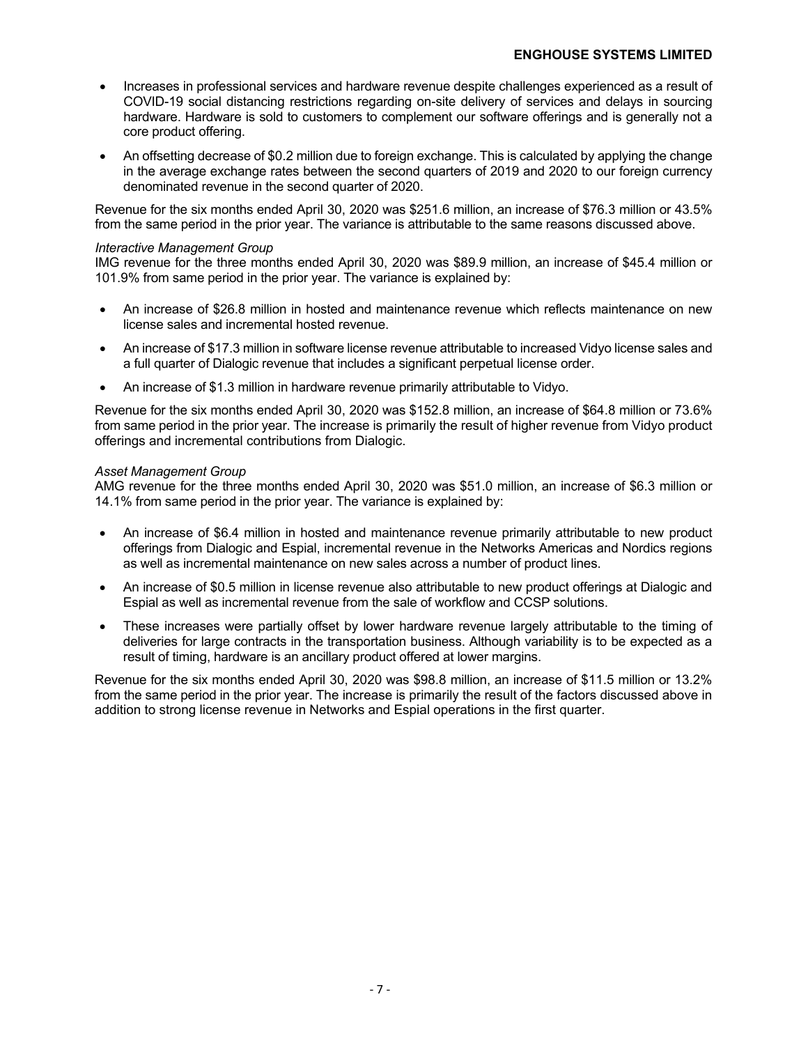- Increases in professional services and hardware revenue despite challenges experienced as a result of COVID-19 social distancing restrictions regarding on-site delivery of services and delays in sourcing hardware. Hardware is sold to customers to complement our software offerings and is generally not a core product offering.
- An offsetting decrease of $0.2 million due to foreign exchange. This is calculated by applying the change in the average exchange rates between the second quarters of 2019 and 2020 to our foreign currency denominated revenue in the second quarter of 2020.

Revenue for the six months ended April 30, 2020 was $251.6 million, an increase of $76.3 million or 43.5% from the same period in the prior year. The variance is attributable to the same reasons discussed above.

*Interactive Management Group*

IMG revenue for the three months ended April 30, 2020 was $89.9 million, an increase of $45.4 million or 101.9% from same period in the prior year. The variance is explained by:

- An increase of $26.8 million in hosted and maintenance revenue which reflects maintenance on new license sales and incremental hosted revenue.
- An increase of $17.3 million in software license revenue attributable to increased Vidyo license sales and a full quarter of Dialogic revenue that includes a significant perpetual license order.
- An increase of $1.3 million in hardware revenue primarily attributable to Vidyo.

Revenue for the six months ended April 30, 2020 was $152.8 million, an increase of $64.8 million or 73.6% from same period in the prior year. The increase is primarily the result of higher revenue from Vidyo product offerings and incremental contributions from Dialogic.

*Asset Management Group*

AMG revenue for the three months ended April 30, 2020 was $51.0 million, an increase of $6.3 million or 14.1% from same period in the prior year. The variance is explained by:

- An increase of $6.4 million in hosted and maintenance revenue primarily attributable to new product offerings from Dialogic and Espial, incremental revenue in the Networks Americas and Nordics regions as well as incremental maintenance on new sales across a number of product lines.
- An increase of $0.5 million in license revenue also attributable to new product offerings at Dialogic and Espial as well as incremental revenue from the sale of workflow and CCSP solutions.
- These increases were partially offset by lower hardware revenue largely attributable to the timing of deliveries for large contracts in the transportation business. Although variability is to be expected as a result of timing, hardware is an ancillary product offered at lower margins.

Revenue for the six months ended April 30, 2020 was $98.8 million, an increase of $11.5 million or 13.2% from the same period in the prior year. The increase is primarily the result of the factors discussed above in addition to strong license revenue in Networks and Espial operations in the first quarter.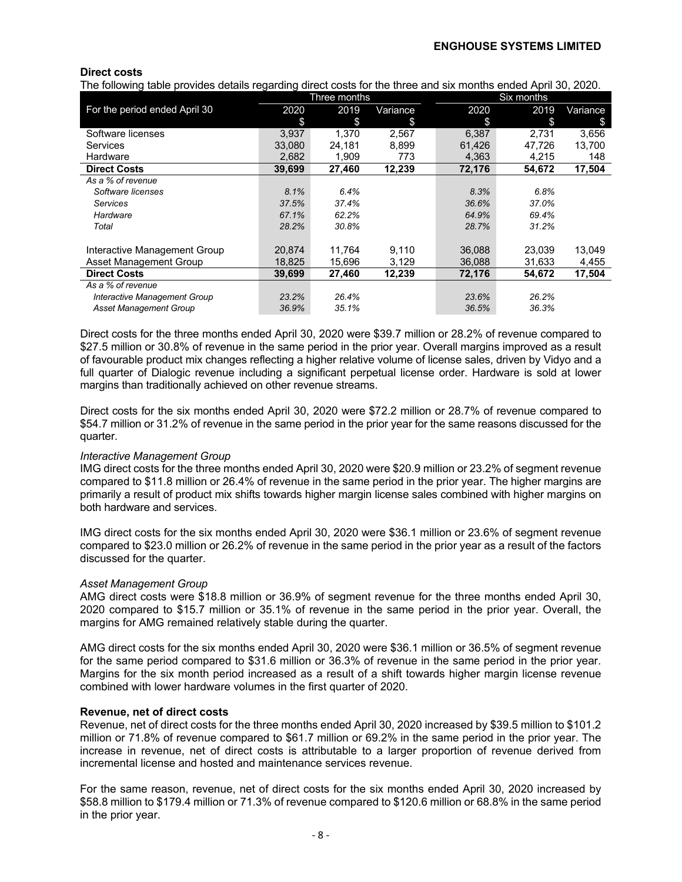**Direct costs**

The following table provides details regarding direct costs for the three and six months ended April 30, 2020.

| | Three months | | | Six months | | |
|---|---|---|---|---|---|---|
| For the period ended April 30 | 2020<br>$ | 2019<br>$ | Variance<br>$ | 2020<br>$ | 2019<br>$ | Variance<br>$ |
| Software licenses | 3,937 | 1,370 | 2,567 | 6,387 | 2,731 | 3,656 |
| Services | 33,080 | 24,181 | 8,899 | 61,426 | 47,726 | 13,700 |
| Hardware | 2,682 | 1,909 | 773 | 4,363 | 4,215 | 148 |
| **Direct Costs** | **39,699** | **27,460** | **12,239** | **72,176** | **54,672** | **17,504** |
| *As a % of revenue* | | | | | | |
| *Software licenses* | *8.1%* | *6.4%* | | *8.3%* | *6.8%* | |
| *Services* | *37.5%* | *37.4%* | | *36.6%* | *37.0%* | |
| *Hardware* | *67.1%* | *62.2%* | | *64.9%* | *69.4%* | |
| *Total* | *28.2%* | *30.8%* | | *28.7%* | *31.2%* | |
| | | | | | | |
| Interactive Management Group | 20,874 | 11,764 | 9,110 | 36,088 | 23,039 | 13,049 |
| Asset Management Group | 18,825 | 15,696 | 3,129 | 36,088 | 31,633 | 4,455 |
| **Direct Costs** | **39,699** | **27,460** | **12,239** | **72,176** | **54,672** | **17,504** |
| *As a % of revenue* | | | | | | |
| *Interactive Management Group* | *23.2%* | *26.4%* | | *23.6%* | *26.2%* | |
| *Asset Management Group* | *36.9%* | *35.1%* | | *36.5%* | *36.3%* | |

Direct costs for the three months ended April 30, 2020 were $39.7 million or 28.2% of revenue compared to $27.5 million or 30.8% of revenue in the same period in the prior year. Overall margins improved as a result of favourable product mix changes reflecting a higher relative volume of license sales, driven by Vidyo and a full quarter of Dialogic revenue including a significant perpetual license order. Hardware is sold at lower margins than traditionally achieved on other revenue streams.

Direct costs for the six months ended April 30, 2020 were $72.2 million or 28.7% of revenue compared to $54.7 million or 31.2% of revenue in the same period in the prior year for the same reasons discussed for the quarter.

*Interactive Management Group*

IMG direct costs for the three months ended April 30, 2020 were $20.9 million or 23.2% of segment revenue compared to $11.8 million or 26.4% of revenue in the same period in the prior year. The higher margins are primarily a result of product mix shifts towards higher margin license sales combined with higher margins on both hardware and services.

IMG direct costs for the six months ended April 30, 2020 were $36.1 million or 23.6% of segment revenue compared to $23.0 million or 26.2% of revenue in the same period in the prior year as a result of the factors discussed for the quarter.

*Asset Management Group*

AMG direct costs were $18.8 million or 36.9% of segment revenue for the three months ended April 30, 2020 compared to $15.7 million or 35.1% of revenue in the same period in the prior year. Overall, the margins for AMG remained relatively stable during the quarter.

AMG direct costs for the six months ended April 30, 2020 were $36.1 million or 36.5% of segment revenue for the same period compared to $31.6 million or 36.3% of revenue in the same period in the prior year. Margins for the six month period increased as a result of a shift towards higher margin license revenue combined with lower hardware volumes in the first quarter of 2020.

**Revenue, net of direct costs**

Revenue, net of direct costs for the three months ended April 30, 2020 increased by $39.5 million to $101.2 million or 71.8% of revenue compared to $61.7 million or 69.2% in the same period in the prior year. The increase in revenue, net of direct costs is attributable to a larger proportion of revenue derived from incremental license and hosted and maintenance services revenue.

For the same reason, revenue, net of direct costs for the six months ended April 30, 2020 increased by $58.8 million to $179.4 million or 71.3% of revenue compared to $120.6 million or 68.8% in the same period in the prior year.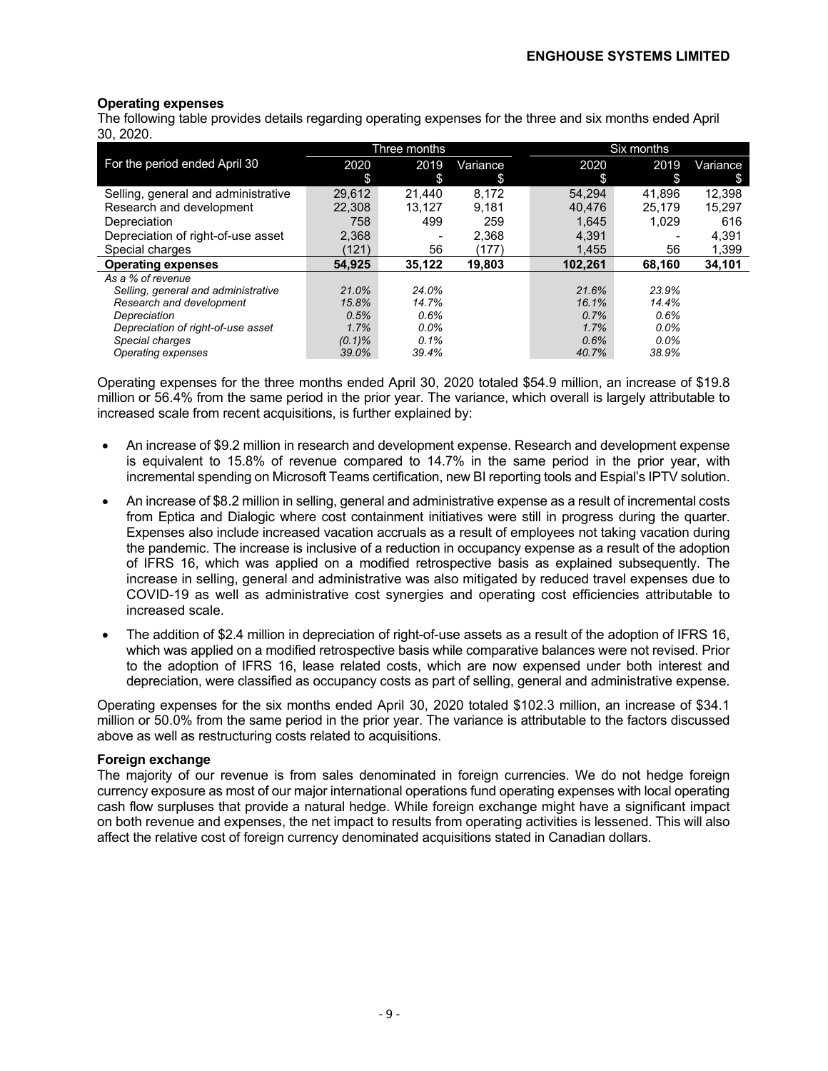**Operating expenses**

The following table provides details regarding operating expenses for the three and six months ended April 30, 2020.

| For the period ended April 30 | Three months | | | Six months | | |
|---|---|---|---|---|---|---|
| | 2020<br>$ | 2019<br>$ | Variance<br>$ | 2020<br>$ | 2019<br>$ | Variance<br>$ |
| Selling, general and administrative | 29,612 | 21,440 | 8,172 | 54,294 | 41,896 | 12,398 |
| Research and development | 22,308 | 13,127 | 9,181 | 40,476 | 25,179 | 15,297 |
| Depreciation | 758 | 499 | 259 | 1,645 | 1,029 | 616 |
| Depreciation of right-of-use asset | 2,368 | - | 2,368 | 4,391 | - | 4,391 |
| Special charges | (121) | 56 | (177) | 1,455 | 56 | 1,399 |
| **Operating expenses** | **54,925** | **35,122** | **19,803** | **102,261** | **68,160** | **34,101** |
| *As a % of revenue* | | | | | | |
| *Selling, general and administrative* | *21.0%* | *24.0%* | | *21.6%* | *23.9%* | |
| *Research and development* | *15.8%* | *14.7%* | | *16.1%* | *14.4%* | |
| *Depreciation* | *0.5%* | *0.6%* | | *0.7%* | *0.6%* | |
| *Depreciation of right-of-use asset* | *1.7%* | *0.0%* | | *1.7%* | *0.0%* | |
| *Special charges* | *(0.1)%* | *0.1%* | | *0.6%* | *0.0%* | |
| *Operating expenses* | *39.0%* | *39.4%* | | *40.7%* | *38.9%* | |

Operating expenses for the three months ended April 30, 2020 totaled $54.9 million, an increase of $19.8 million or 56.4% from the same period in the prior year. The variance, which overall is largely attributable to increased scale from recent acquisitions, is further explained by:

- An increase of $9.2 million in research and development expense. Research and development expense is equivalent to 15.8% of revenue compared to 14.7% in the same period in the prior year, with incremental spending on Microsoft Teams certification, new BI reporting tools and Espial's IPTV solution.
- An increase of $8.2 million in selling, general and administrative expense as a result of incremental costs from Eptica and Dialogic where cost containment initiatives were still in progress during the quarter. Expenses also include increased vacation accruals as a result of employees not taking vacation during the pandemic. The increase is inclusive of a reduction in occupancy expense as a result of the adoption of IFRS 16, which was applied on a modified retrospective basis as explained subsequently. The increase in selling, general and administrative was also mitigated by reduced travel expenses due to COVID-19 as well as administrative cost synergies and operating cost efficiencies attributable to increased scale.
- The addition of $2.4 million in depreciation of right-of-use assets as a result of the adoption of IFRS 16, which was applied on a modified retrospective basis while comparative balances were not revised. Prior to the adoption of IFRS 16, lease related costs, which are now expensed under both interest and depreciation, were classified as occupancy costs as part of selling, general and administrative expense.

Operating expenses for the six months ended April 30, 2020 totaled $102.3 million, an increase of $34.1 million or 50.0% from the same period in the prior year. The variance is attributable to the factors discussed above as well as restructuring costs related to acquisitions.

**Foreign exchange**

The majority of our revenue is from sales denominated in foreign currencies. We do not hedge foreign currency exposure as most of our major international operations fund operating expenses with local operating cash flow surpluses that provide a natural hedge. While foreign exchange might have a significant impact on both revenue and expenses, the net impact to results from operating activities is lessened. This will also affect the relative cost of foreign currency denominated acquisitions stated in Canadian dollars.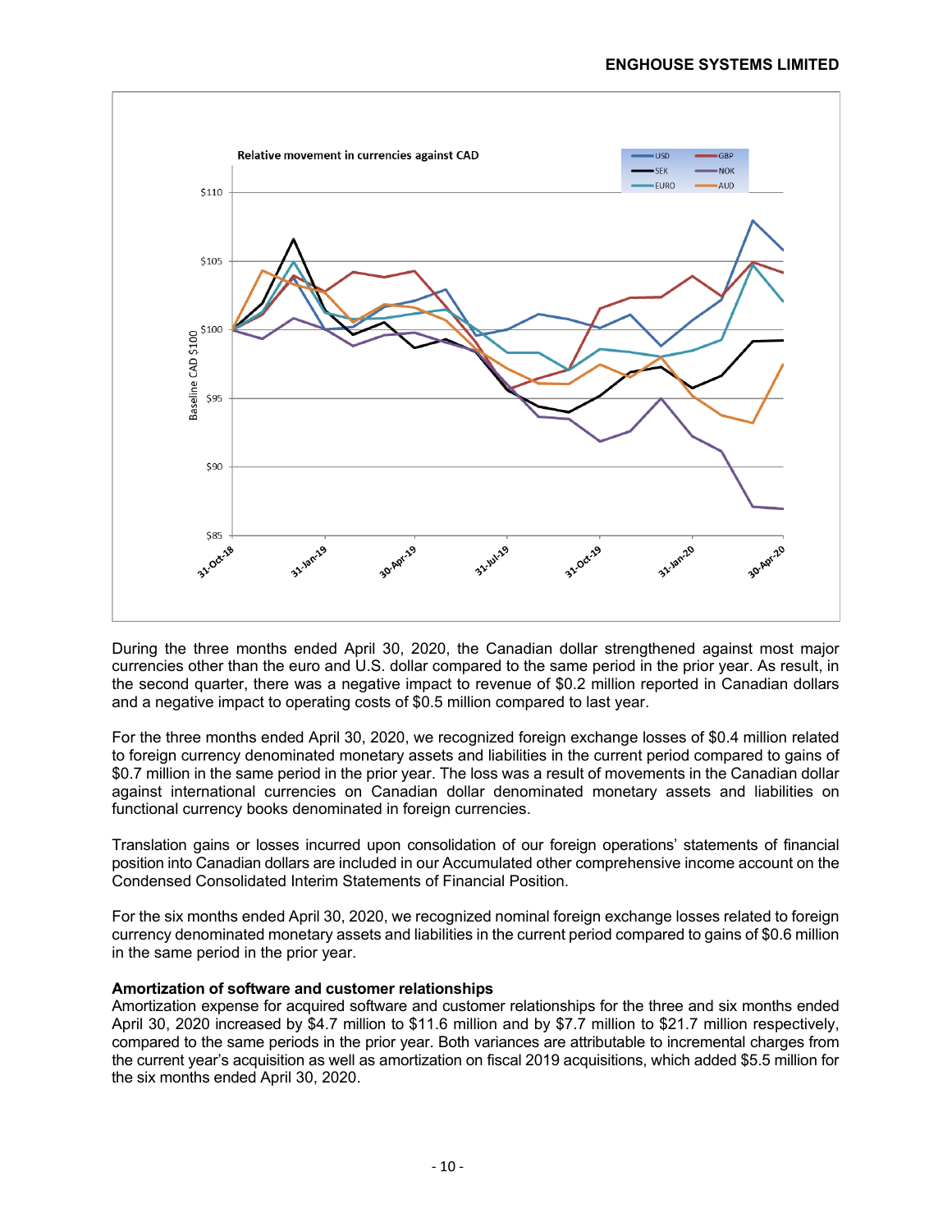During the three months ended April 30, 2020, the Canadian dollar strengthened against most major currencies other than the euro and U.S. dollar compared to the same period in the prior year. As result, in the second quarter, there was a negative impact to revenue of $0.2 million reported in Canadian dollars and a negative impact to operating costs of $0.5 million compared to last year.

For the three months ended April 30, 2020, we recognized foreign exchange losses of $0.4 million related to foreign currency denominated monetary assets and liabilities in the current period compared to gains of $0.7 million in the same period in the prior year. The loss was a result of movements in the Canadian dollar against international currencies on Canadian dollar denominated monetary assets and liabilities on functional currency books denominated in foreign currencies.

Translation gains or losses incurred upon consolidation of our foreign operations' statements of financial position into Canadian dollars are included in our Accumulated other comprehensive income account on the Condensed Consolidated Interim Statements of Financial Position.

For the six months ended April 30, 2020, we recognized nominal foreign exchange losses related to foreign currency denominated monetary assets and liabilities in the current period compared to gains of $0.6 million in the same period in the prior year.

**Amortization of software and customer relationships**

Amortization expense for acquired software and customer relationships for the three and six months ended April 30, 2020 increased by $4.7 million to $11.6 million and by $7.7 million to $21.7 million respectively, compared to the same periods in the prior year. Both variances are attributable to incremental charges from the current year's acquisition as well as amortization on fiscal 2019 acquisitions, which added $5.5 million for the six months ended April 30, 2020.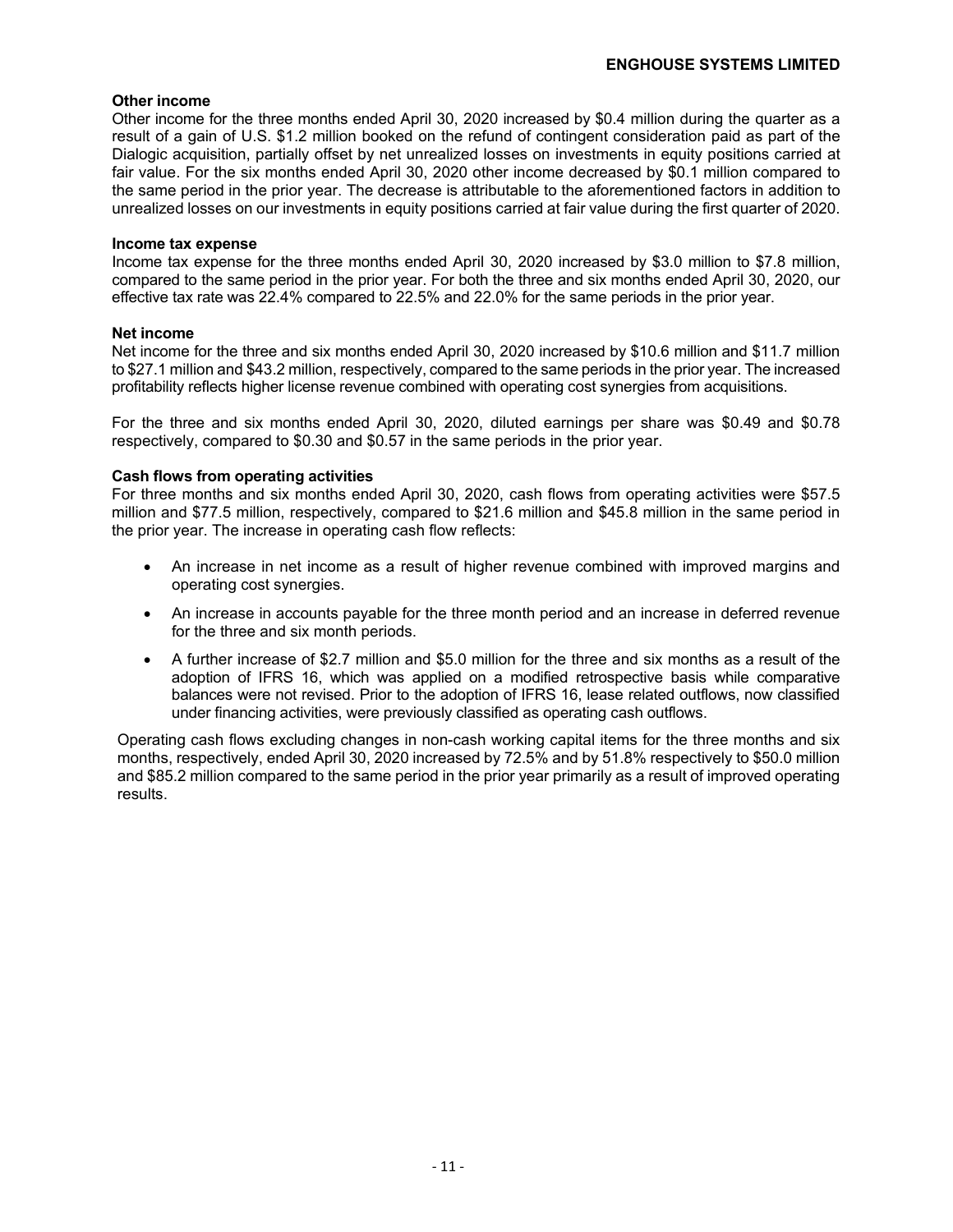**Other income**

Other income for the three months ended April 30, 2020 increased by $0.4 million during the quarter as a result of a gain of U.S. $1.2 million booked on the refund of contingent consideration paid as part of the Dialogic acquisition, partially offset by net unrealized losses on investments in equity positions carried at fair value. For the six months ended April 30, 2020 other income decreased by $0.1 million compared to the same period in the prior year. The decrease is attributable to the aforementioned factors in addition to unrealized losses on our investments in equity positions carried at fair value during the first quarter of 2020.

**Income tax expense**

Income tax expense for the three months ended April 30, 2020 increased by $3.0 million to $7.8 million, compared to the same period in the prior year. For both the three and six months ended April 30, 2020, our effective tax rate was 22.4% compared to 22.5% and 22.0% for the same periods in the prior year.

**Net income**

Net income for the three and six months ended April 30, 2020 increased by $10.6 million and $11.7 million to $27.1 million and $43.2 million, respectively, compared to the same periods in the prior year. The increased profitability reflects higher license revenue combined with operating cost synergies from acquisitions.

For the three and six months ended April 30, 2020, diluted earnings per share was $0.49 and $0.78 respectively, compared to $0.30 and $0.57 in the same periods in the prior year.

**Cash flows from operating activities**

For three months and six months ended April 30, 2020, cash flows from operating activities were $57.5 million and $77.5 million, respectively, compared to $21.6 million and $45.8 million in the same period in the prior year. The increase in operating cash flow reflects:

- An increase in net income as a result of higher revenue combined with improved margins and operating cost synergies.
- An increase in accounts payable for the three month period and an increase in deferred revenue for the three and six month periods.
- A further increase of $2.7 million and $5.0 million for the three and six months as a result of the adoption of IFRS 16, which was applied on a modified retrospective basis while comparative balances were not revised. Prior to the adoption of IFRS 16, lease related outflows, now classified under financing activities, were previously classified as operating cash outflows.

Operating cash flows excluding changes in non-cash working capital items for the three months and six months, respectively, ended April 30, 2020 increased by 72.5% and by 51.8% respectively to $50.0 million and $85.2 million compared to the same period in the prior year primarily as a result of improved operating results.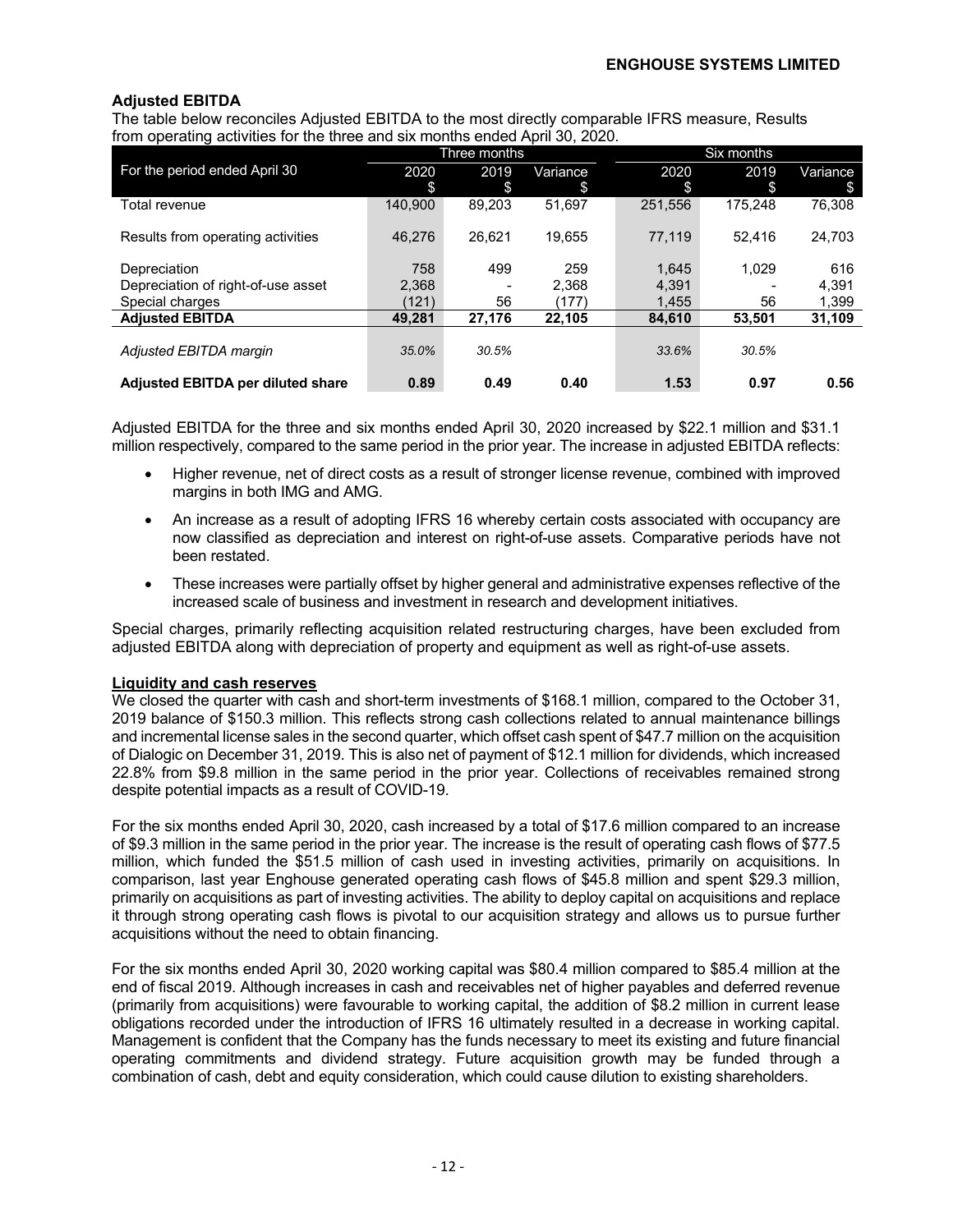### Adjusted EBITDA

The table below reconciles Adjusted EBITDA to the most directly comparable IFRS measure, Results from operating activities for the three and six months ended April 30, 2020.

| | Three months | | | Six months | | |
|---|---|---|---|---|---|---|
| For the period ended April 30 | 2020 $ | 2019 $ | Variance $ | 2020 $ | 2019 $ | Variance $ |
| Total revenue | 140,900 | 89,203 | 51,697 | 251,556 | 175,248 | 76,308 |
| Results from operating activities | 46,276 | 26,621 | 19,655 | 77,119 | 52,416 | 24,703 |
| Depreciation | 758 | 499 | 259 | 1,645 | 1,029 | 616 |
| Depreciation of right-of-use asset | 2,368 | - | 2,368 | 4,391 | - | 4,391 |
| Special charges | (121) | 56 | (177) | 1,455 | 56 | 1,399 |
| **Adjusted EBITDA** | **49,281** | **27,176** | **22,105** | **84,610** | **53,501** | **31,109** |
| *Adjusted EBITDA margin* | *35.0%* | *30.5%* | | *33.6%* | *30.5%* | |
| **Adjusted EBITDA per diluted share** | **0.89** | **0.49** | **0.40** | **1.53** | **0.97** | **0.56** |

Adjusted EBITDA for the three and six months ended April 30, 2020 increased by $22.1 million and $31.1 million respectively, compared to the same period in the prior year. The increase in adjusted EBITDA reflects:

- Higher revenue, net of direct costs as a result of stronger license revenue, combined with improved margins in both IMG and AMG.
- An increase as a result of adopting IFRS 16 whereby certain costs associated with occupancy are now classified as depreciation and interest on right-of-use assets. Comparative periods have not been restated.
- These increases were partially offset by higher general and administrative expenses reflective of the increased scale of business and investment in research and development initiatives.

Special charges, primarily reflecting acquisition related restructuring charges, have been excluded from adjusted EBITDA along with depreciation of property and equipment as well as right-of-use assets.

#### Liquidity and cash reserves

We closed the quarter with cash and short-term investments of $168.1 million, compared to the October 31, 2019 balance of $150.3 million. This reflects strong cash collections related to annual maintenance billings and incremental license sales in the second quarter, which offset cash spent of $47.7 million on the acquisition of Dialogic on December 31, 2019. This is also net of payment of $12.1 million for dividends, which increased 22.8% from $9.8 million in the same period in the prior year. Collections of receivables remained strong despite potential impacts as a result of COVID-19.

For the six months ended April 30, 2020, cash increased by a total of $17.6 million compared to an increase of $9.3 million in the same period in the prior year. The increase is the result of operating cash flows of $77.5 million, which funded the $51.5 million of cash used in investing activities, primarily on acquisitions. In comparison, last year Enghouse generated operating cash flows of $45.8 million and spent $29.3 million, primarily on acquisitions as part of investing activities. The ability to deploy capital on acquisitions and replace it through strong operating cash flows is pivotal to our acquisition strategy and allows us to pursue further acquisitions without the need to obtain financing.

For the six months ended April 30, 2020 working capital was $80.4 million compared to $85.4 million at the end of fiscal 2019. Although increases in cash and receivables net of higher payables and deferred revenue (primarily from acquisitions) were favourable to working capital, the addition of $8.2 million in current lease obligations recorded under the introduction of IFRS 16 ultimately resulted in a decrease in working capital. Management is confident that the Company has the funds necessary to meet its existing and future financial operating commitments and dividend strategy. Future acquisition growth may be funded through a combination of cash, debt and equity consideration, which could cause dilution to existing shareholders.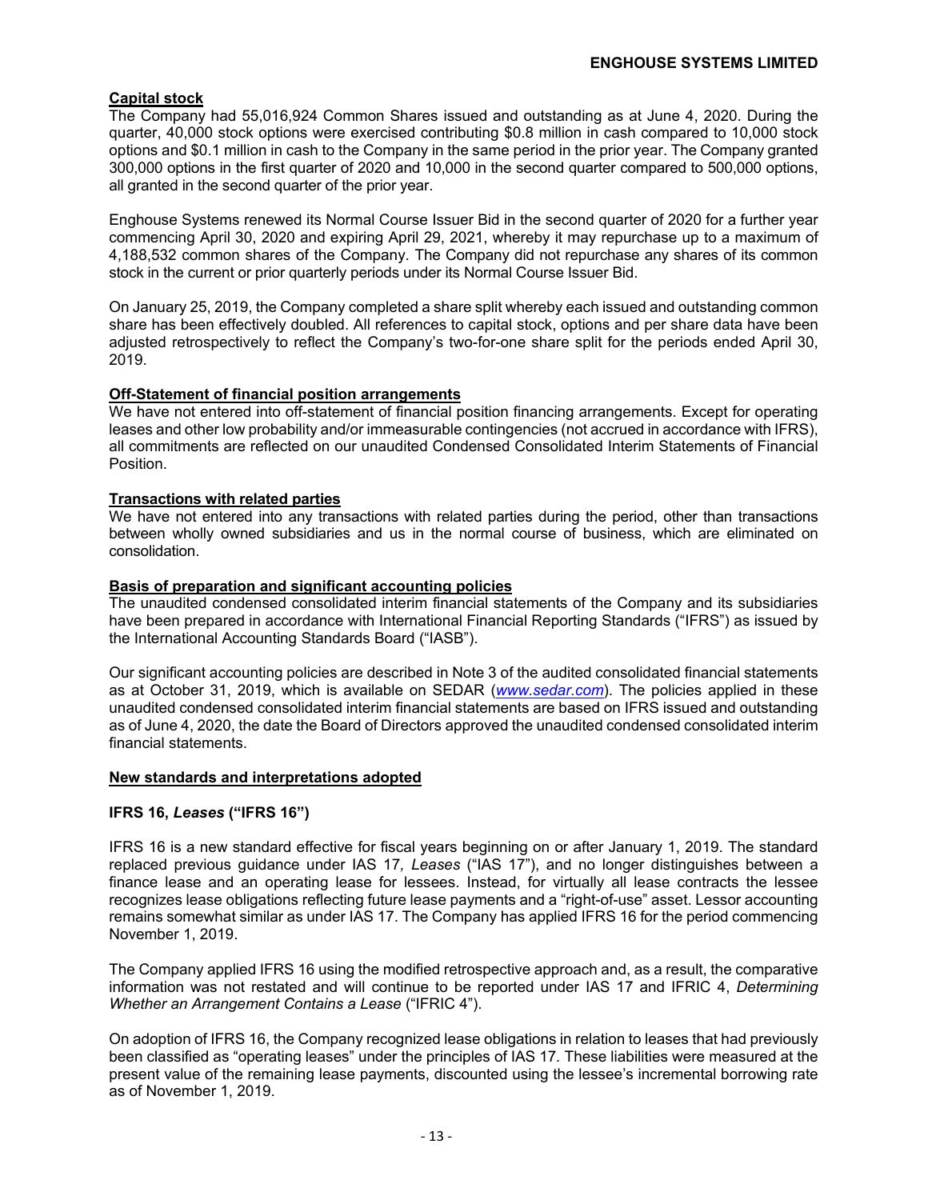## Capital stock

The Company had 55,016,924 Common Shares issued and outstanding as at June 4, 2020. During the quarter, 40,000 stock options were exercised contributing $0.8 million in cash compared to 10,000 stock options and $0.1 million in cash to the Company in the same period in the prior year. The Company granted 300,000 options in the first quarter of 2020 and 10,000 in the second quarter compared to 500,000 options, all granted in the second quarter of the prior year.

Enghouse Systems renewed its Normal Course Issuer Bid in the second quarter of 2020 for a further year commencing April 30, 2020 and expiring April 29, 2021, whereby it may repurchase up to a maximum of 4,188,532 common shares of the Company. The Company did not repurchase any shares of its common stock in the current or prior quarterly periods under its Normal Course Issuer Bid.

On January 25, 2019, the Company completed a share split whereby each issued and outstanding common share has been effectively doubled. All references to capital stock, options and per share data have been adjusted retrospectively to reflect the Company's two-for-one share split for the periods ended April 30, 2019.

## Off-Statement of financial position arrangements

We have not entered into off-statement of financial position financing arrangements. Except for operating leases and other low probability and/or immeasurable contingencies (not accrued in accordance with IFRS), all commitments are reflected on our unaudited Condensed Consolidated Interim Statements of Financial Position.

## Transactions with related parties

We have not entered into any transactions with related parties during the period, other than transactions between wholly owned subsidiaries and us in the normal course of business, which are eliminated on consolidation.

## Basis of preparation and significant accounting policies

The unaudited condensed consolidated interim financial statements of the Company and its subsidiaries have been prepared in accordance with International Financial Reporting Standards ("IFRS") as issued by the International Accounting Standards Board ("IASB").

Our significant accounting policies are described in Note 3 of the audited consolidated financial statements as at October 31, 2019, which is available on SEDAR (*www.sedar.com*). The policies applied in these unaudited condensed consolidated interim financial statements are based on IFRS issued and outstanding as of June 4, 2020, the date the Board of Directors approved the unaudited condensed consolidated interim financial statements.

## New standards and interpretations adopted

### IFRS 16, *Leases* ("IFRS 16")

IFRS 16 is a new standard effective for fiscal years beginning on or after January 1, 2019. The standard replaced previous guidance under IAS 17*, Leases* ("IAS 17"), and no longer distinguishes between a finance lease and an operating lease for lessees. Instead, for virtually all lease contracts the lessee recognizes lease obligations reflecting future lease payments and a "right-of-use" asset. Lessor accounting remains somewhat similar as under IAS 17. The Company has applied IFRS 16 for the period commencing November 1, 2019.

The Company applied IFRS 16 using the modified retrospective approach and, as a result, the comparative information was not restated and will continue to be reported under IAS 17 and IFRIC 4, *Determining Whether an Arrangement Contains a Lease* ("IFRIC 4").

On adoption of IFRS 16, the Company recognized lease obligations in relation to leases that had previously been classified as "operating leases" under the principles of IAS 17. These liabilities were measured at the present value of the remaining lease payments, discounted using the lessee's incremental borrowing rate as of November 1, 2019.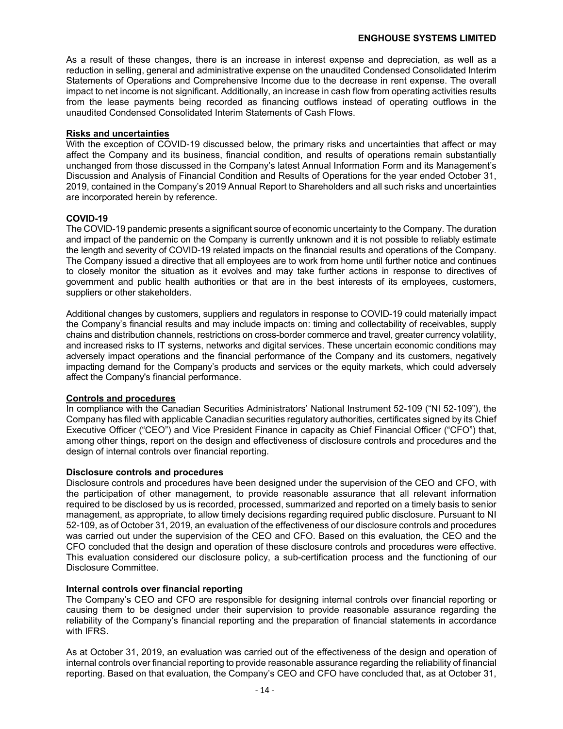As a result of these changes, there is an increase in interest expense and depreciation, as well as a reduction in selling, general and administrative expense on the unaudited Condensed Consolidated Interim Statements of Operations and Comprehensive Income due to the decrease in rent expense. The overall impact to net income is not significant. Additionally, an increase in cash flow from operating activities results from the lease payments being recorded as financing outflows instead of operating outflows in the unaudited Condensed Consolidated Interim Statements of Cash Flows.

## Risks and uncertainties

With the exception of COVID-19 discussed below, the primary risks and uncertainties that affect or may affect the Company and its business, financial condition, and results of operations remain substantially unchanged from those discussed in the Company's latest Annual Information Form and its Management's Discussion and Analysis of Financial Condition and Results of Operations for the year ended October 31, 2019, contained in the Company's 2019 Annual Report to Shareholders and all such risks and uncertainties are incorporated herein by reference.

### COVID-19

The COVID-19 pandemic presents a significant source of economic uncertainty to the Company. The duration and impact of the pandemic on the Company is currently unknown and it is not possible to reliably estimate the length and severity of COVID-19 related impacts on the financial results and operations of the Company. The Company issued a directive that all employees are to work from home until further notice and continues to closely monitor the situation as it evolves and may take further actions in response to directives of government and public health authorities or that are in the best interests of its employees, customers, suppliers or other stakeholders.

Additional changes by customers, suppliers and regulators in response to COVID-19 could materially impact the Company's financial results and may include impacts on: timing and collectability of receivables, supply chains and distribution channels, restrictions on cross-border commerce and travel, greater currency volatility, and increased risks to IT systems, networks and digital services. These uncertain economic conditions may adversely impact operations and the financial performance of the Company and its customers, negatively impacting demand for the Company's products and services or the equity markets, which could adversely affect the Company's financial performance.

## Controls and procedures

In compliance with the Canadian Securities Administrators' National Instrument 52-109 ("NI 52-109"), the Company has filed with applicable Canadian securities regulatory authorities, certificates signed by its Chief Executive Officer ("CEO") and Vice President Finance in capacity as Chief Financial Officer ("CFO") that, among other things, report on the design and effectiveness of disclosure controls and procedures and the design of internal controls over financial reporting.

### Disclosure controls and procedures

Disclosure controls and procedures have been designed under the supervision of the CEO and CFO, with the participation of other management, to provide reasonable assurance that all relevant information required to be disclosed by us is recorded, processed, summarized and reported on a timely basis to senior management, as appropriate, to allow timely decisions regarding required public disclosure. Pursuant to NI 52-109, as of October 31, 2019, an evaluation of the effectiveness of our disclosure controls and procedures was carried out under the supervision of the CEO and CFO. Based on this evaluation, the CEO and the CFO concluded that the design and operation of these disclosure controls and procedures were effective. This evaluation considered our disclosure policy, a sub-certification process and the functioning of our Disclosure Committee.

### Internal controls over financial reporting

The Company's CEO and CFO are responsible for designing internal controls over financial reporting or causing them to be designed under their supervision to provide reasonable assurance regarding the reliability of the Company's financial reporting and the preparation of financial statements in accordance with IFRS.

As at October 31, 2019, an evaluation was carried out of the effectiveness of the design and operation of internal controls over financial reporting to provide reasonable assurance regarding the reliability of financial reporting. Based on that evaluation, the Company's CEO and CFO have concluded that, as at October 31,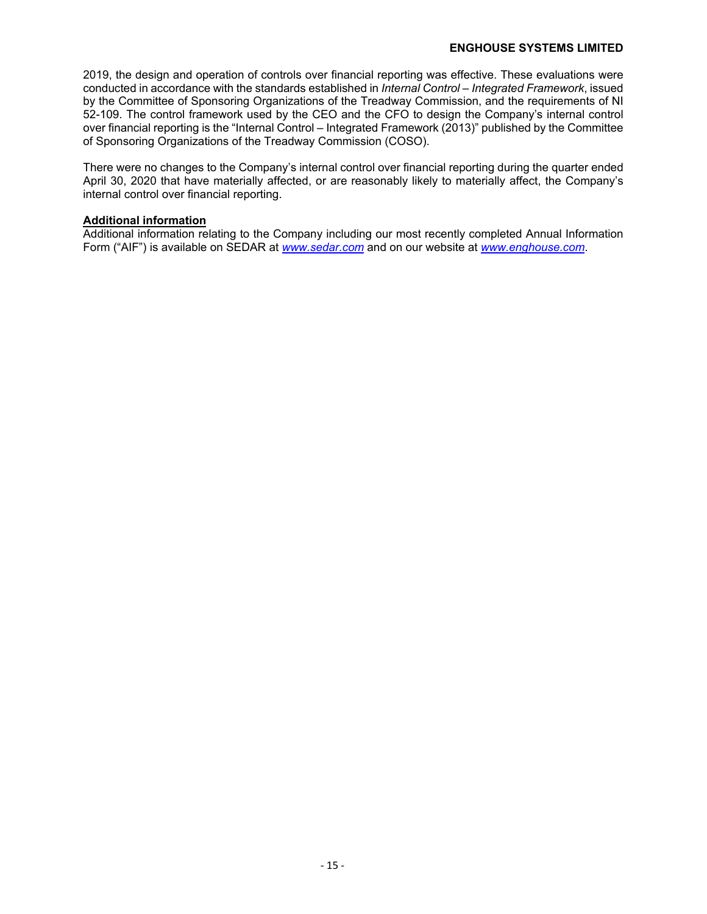2019, the design and operation of controls over financial reporting was effective. These evaluations were conducted in accordance with the standards established in *Internal Control – Integrated Framework*, issued by the Committee of Sponsoring Organizations of the Treadway Commission, and the requirements of NI 52-109. The control framework used by the CEO and the CFO to design the Company's internal control over financial reporting is the "Internal Control – Integrated Framework (2013)" published by the Committee of Sponsoring Organizations of the Treadway Commission (COSO).

There were no changes to the Company's internal control over financial reporting during the quarter ended April 30, 2020 that have materially affected, or are reasonably likely to materially affect, the Company's internal control over financial reporting.

**Additional information**

Additional information relating to the Company including our most recently completed Annual Information Form ("AIF") is available on SEDAR at *www.sedar.com* and on our website at *www.enghouse.com*.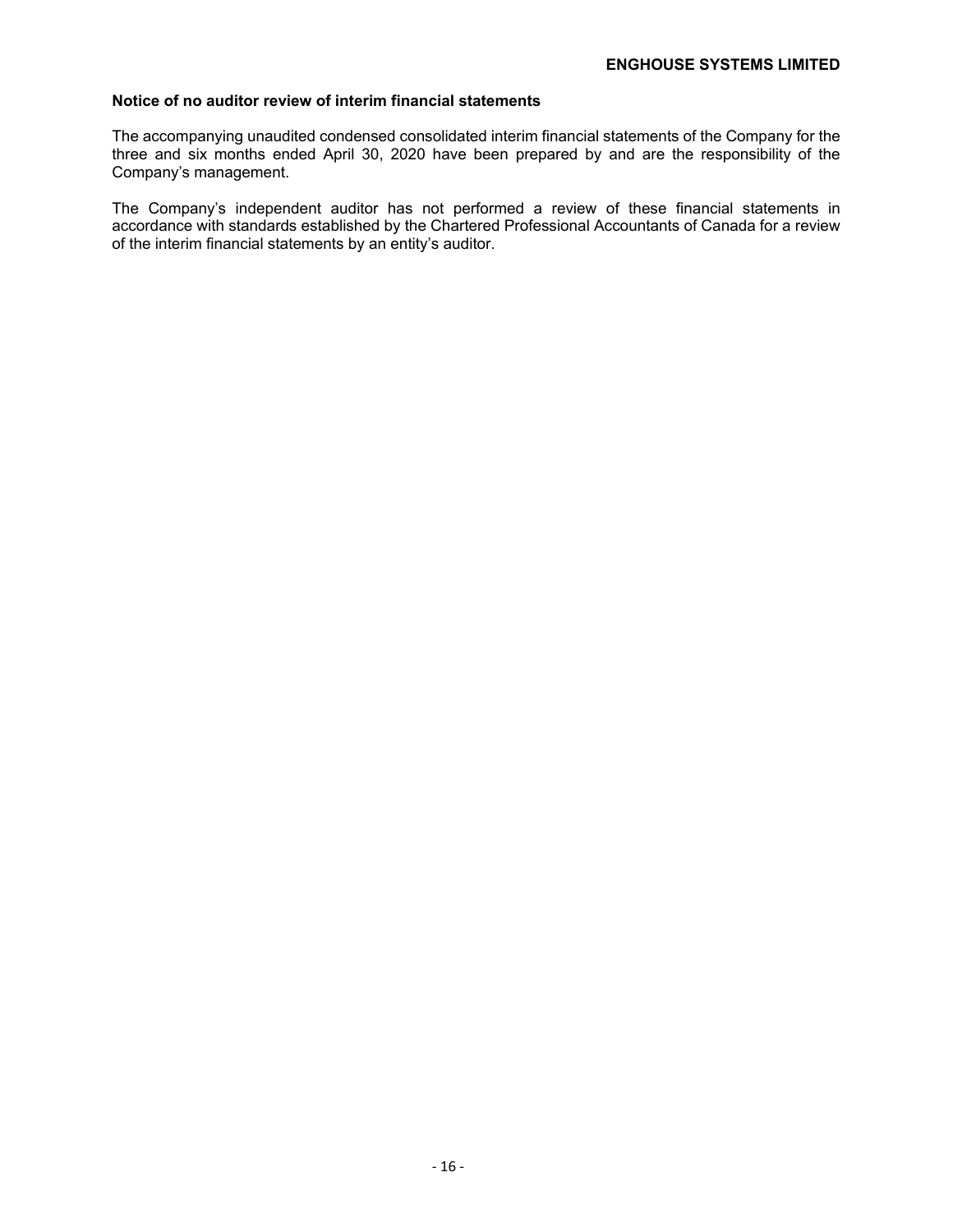**Notice of no auditor review of interim financial statements**

The accompanying unaudited condensed consolidated interim financial statements of the Company for the three and six months ended April 30, 2020 have been prepared by and are the responsibility of the Company's management.

The Company's independent auditor has not performed a review of these financial statements in accordance with standards established by the Chartered Professional Accountants of Canada for a review of the interim financial statements by an entity's auditor.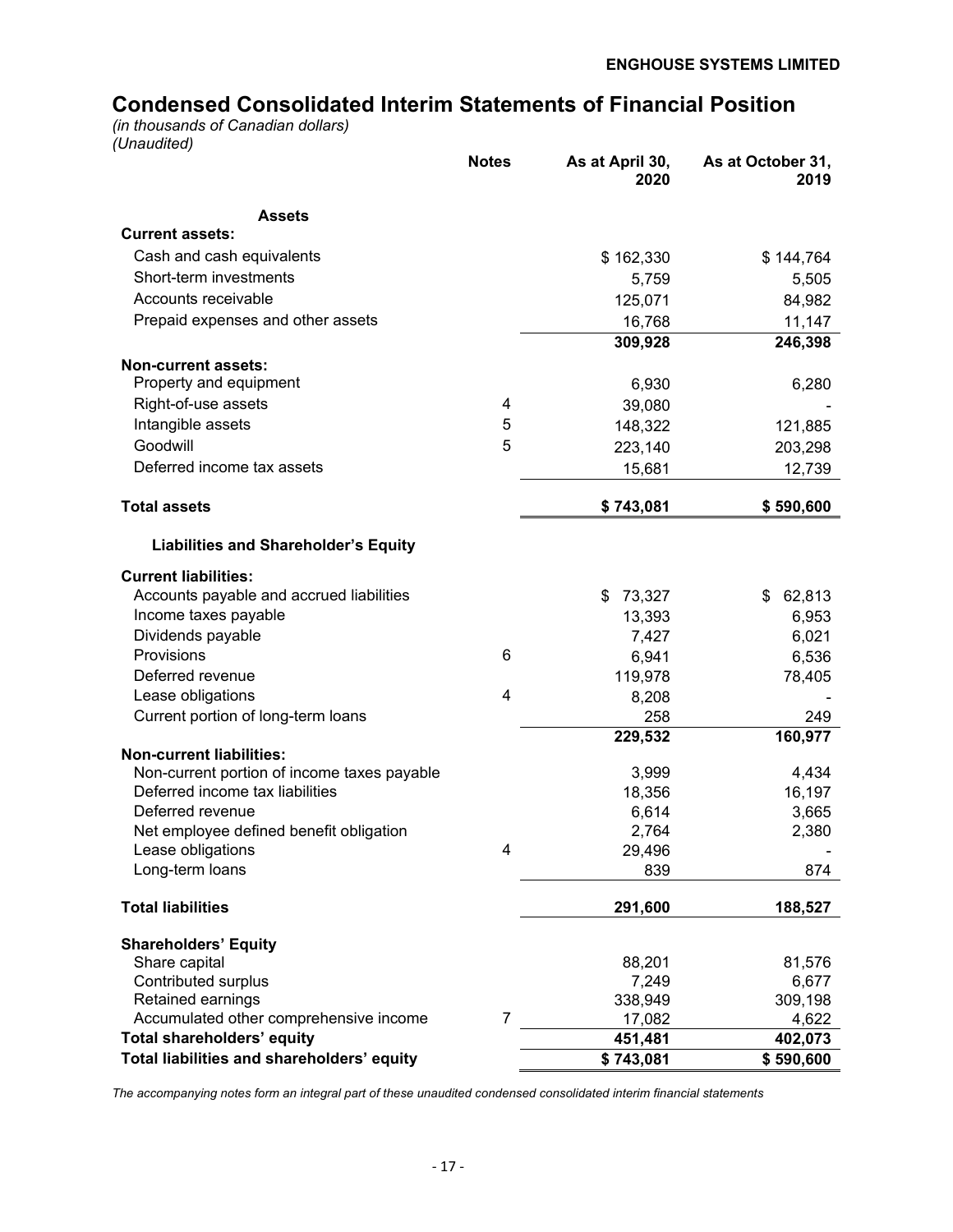**ENGHOUSE SYSTEMS LIMITED**

# Condensed Consolidated Interim Statements of Financial Position

*(in thousands of Canadian dollars)*
*(Unaudited)*

| | Notes | As at April 30, 2020 | As at October 31, 2019 |
|---|---|---|---|
| **Assets** | | | |
| **Current assets:** | | | |
| Cash and cash equivalents | | $ 162,330 | $ 144,764 |
| Short-term investments | | 5,759 | 5,505 |
| Accounts receivable | | 125,071 | 84,982 |
| Prepaid expenses and other assets | | 16,768 | 11,147 |
| | | **309,928** | **246,398** |
| **Non-current assets:** | | | |
| Property and equipment | | 6,930 | 6,280 |
| Right-of-use assets | 4 | 39,080 | - |
| Intangible assets | 5 | 148,322 | 121,885 |
| Goodwill | 5 | 223,140 | 203,298 |
| Deferred income tax assets | | 15,681 | 12,739 |
| **Total assets** | | **$ 743,081** | **$ 590,600** |
| **Liabilities and Shareholder's Equity** | | | |
| **Current liabilities:** | | | |
| Accounts payable and accrued liabilities | | $ 73,327 | $ 62,813 |
| Income taxes payable | | 13,393 | 6,953 |
| Dividends payable | | 7,427 | 6,021 |
| Provisions | 6 | 6,941 | 6,536 |
| Deferred revenue | | 119,978 | 78,405 |
| Lease obligations | 4 | 8,208 | - |
| Current portion of long-term loans | | 258 | 249 |
| | | **229,532** | **160,977** |
| **Non-current liabilities:** | | | |
| Non-current portion of income taxes payable | | 3,999 | 4,434 |
| Deferred income tax liabilities | | 18,356 | 16,197 |
| Deferred revenue | | 6,614 | 3,665 |
| Net employee defined benefit obligation | | 2,764 | 2,380 |
| Lease obligations | 4 | 29,496 | - |
| Long-term loans | | 839 | 874 |
| **Total liabilities** | | **291,600** | **188,527** |
| **Shareholders' Equity** | | | |
| Share capital | | 88,201 | 81,576 |
| Contributed surplus | | 7,249 | 6,677 |
| Retained earnings | | 338,949 | 309,198 |
| Accumulated other comprehensive income | 7 | 17,082 | 4,622 |
| **Total shareholders' equity** | | **451,481** | **402,073** |
| **Total liabilities and shareholders' equity** | | **$ 743,081** | **$ 590,600** |

*The accompanying notes form an integral part of these unaudited condensed consolidated interim financial statements*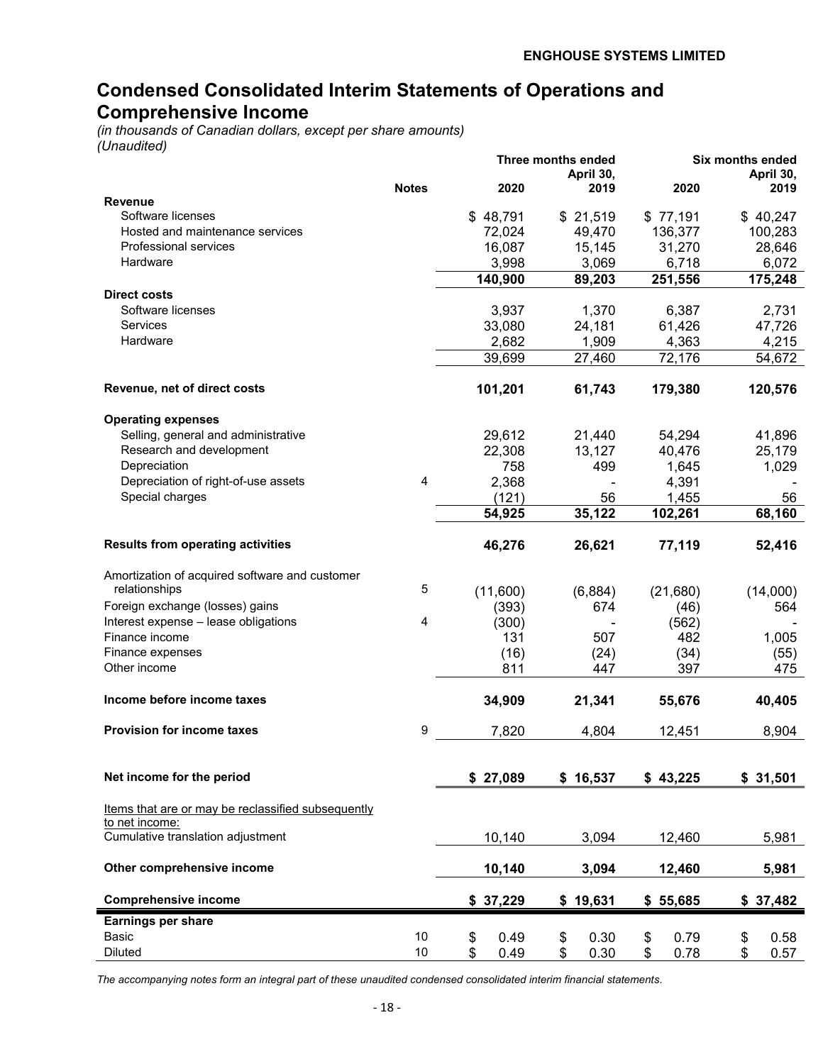**ENGHOUSE SYSTEMS LIMITED**

# Condensed Consolidated Interim Statements of Operations and Comprehensive Income

*(in thousands of Canadian dollars, except per share amounts)*
*(Unaudited)*

| | Notes | Three months ended April 30, 2020 | Three months ended April 30, 2019 | Six months ended April 30, 2020 | Six months ended April 30, 2019 |
|---|---|---|---|---|---|
| **Revenue** | | | | | |
| Software licenses | | $ 48,791 | $ 21,519 | $ 77,191 | $ 40,247 |
| Hosted and maintenance services | | 72,024 | 49,470 | 136,377 | 100,283 |
| Professional services | | 16,087 | 15,145 | 31,270 | 28,646 |
| Hardware | | 3,998 | 3,069 | 6,718 | 6,072 |
| | | **140,900** | **89,203** | **251,556** | **175,248** |
| **Direct costs** | | | | | |
| Software licenses | | 3,937 | 1,370 | 6,387 | 2,731 |
| Services | | 33,080 | 24,181 | 61,426 | 47,726 |
| Hardware | | 2,682 | 1,909 | 4,363 | 4,215 |
| | | 39,699 | 27,460 | 72,176 | 54,672 |
| **Revenue, net of direct costs** | | **101,201** | **61,743** | **179,380** | **120,576** |
| **Operating expenses** | | | | | |
| Selling, general and administrative | | 29,612 | 21,440 | 54,294 | 41,896 |
| Research and development | | 22,308 | 13,127 | 40,476 | 25,179 |
| Depreciation | | 758 | 499 | 1,645 | 1,029 |
| Depreciation of right-of-use assets | 4 | 2,368 | - | 4,391 | - |
| Special charges | | (121) | 56 | 1,455 | 56 |
| | | **54,925** | **35,122** | **102,261** | **68,160** |
| **Results from operating activities** | | **46,276** | **26,621** | **77,119** | **52,416** |
| Amortization of acquired software and customer relationships | 5 | (11,600) | (6,884) | (21,680) | (14,000) |
| Foreign exchange (losses) gains | | (393) | 674 | (46) | 564 |
| Interest expense – lease obligations | 4 | (300) | - | (562) | - |
| Finance income | | 131 | 507 | 482 | 1,005 |
| Finance expenses | | (16) | (24) | (34) | (55) |
| Other income | | 811 | 447 | 397 | 475 |
| **Income before income taxes** | | **34,909** | **21,341** | **55,676** | **40,405** |
| **Provision for income taxes** | 9 | 7,820 | 4,804 | 12,451 | 8,904 |
| **Net income for the period** | | **$ 27,089** | **$ 16,537** | **$ 43,225** | **$ 31,501** |
| Items that are or may be reclassified subsequently to net income: | | | | | |
| Cumulative translation adjustment | | 10,140 | 3,094 | 12,460 | 5,981 |
| **Other comprehensive income** | | **10,140** | **3,094** | **12,460** | **5,981** |
| **Comprehensive income** | | **$ 37,229** | **$ 19,631** | **$ 55,685** | **$ 37,482** |
| **Earnings per share** | | | | | |
| Basic | 10 | $ 0.49 | $ 0.30 | $ 0.79 | $ 0.58 |
| Diluted | 10 | $ 0.49 | $ 0.30 | $ 0.78 | $ 0.57 |

*The accompanying notes form an integral part of these unaudited condensed consolidated interim financial statements.*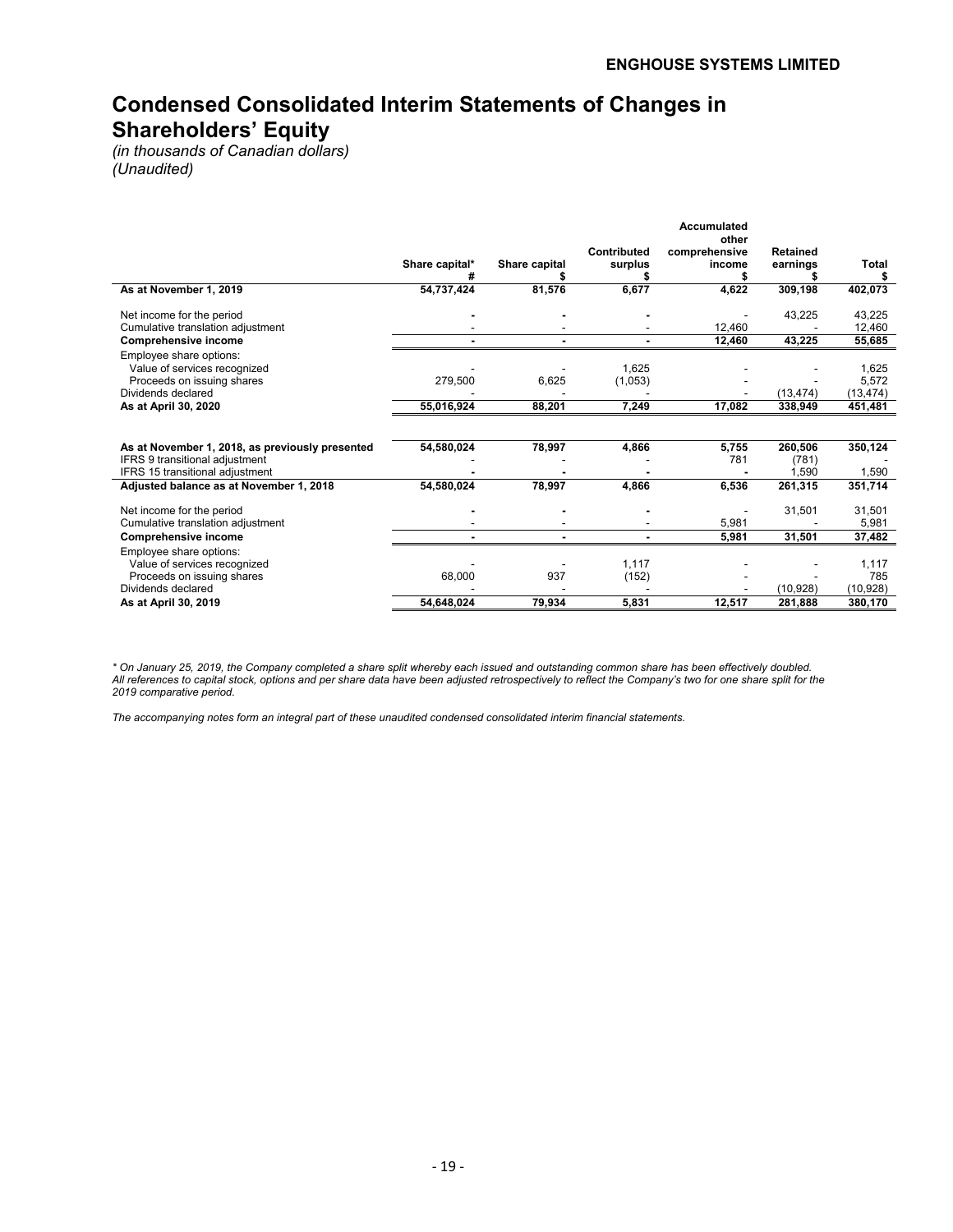# Condensed Consolidated Interim Statements of Changes in Shareholders' Equity

*(in thousands of Canadian dollars)*
*(Unaudited)*

| | Share capital* # | Share capital $ | Contributed surplus $ | Accumulated other comprehensive income $ | Retained earnings $ | Total $ |
|---|---|---|---|---|---|---|
| **As at November 1, 2019** | **54,737,424** | **81,576** | **6,677** | **4,622** | **309,198** | **402,073** |
| Net income for the period | - | - | - | - | 43,225 | 43,225 |
| Cumulative translation adjustment | - | - | - | 12,460 | - | 12,460 |
| **Comprehensive income** | - | - | - | **12,460** | **43,225** | **55,685** |
| Employee share options: | | | | | | |
| Value of services recognized | - | - | 1,625 | - | - | 1,625 |
| Proceeds on issuing shares | 279,500 | 6,625 | (1,053) | - | - | 5,572 |
| Dividends declared | - | - | - | - | (13,474) | (13,474) |
| **As at April 30, 2020** | **55,016,924** | **88,201** | **7,249** | **17,082** | **338,949** | **451,481** |
| | | | | | | |
| **As at November 1, 2018, as previously presented** | **54,580,024** | **78,997** | **4,866** | **5,755** | **260,506** | **350,124** |
| IFRS 9 transitional adjustment | - | - | - | 781 | (781) | - |
| IFRS 15 transitional adjustment | - | - | - | - | 1,590 | 1,590 |
| **Adjusted balance as at November 1, 2018** | **54,580,024** | **78,997** | **4,866** | **6,536** | **261,315** | **351,714** |
| Net income for the period | - | - | - | - | 31,501 | 31,501 |
| Cumulative translation adjustment | - | - | - | 5,981 | - | 5,981 |
| **Comprehensive income** | - | - | - | **5,981** | **31,501** | **37,482** |
| Employee share options: | | | | | | |
| Value of services recognized | - | - | 1,117 | - | - | 1,117 |
| Proceeds on issuing shares | 68,000 | 937 | (152) | - | - | 785 |
| Dividends declared | - | - | - | - | (10,928) | (10,928) |
| **As at April 30, 2019** | **54,648,024** | **79,934** | **5,831** | **12,517** | **281,888** | **380,170** |

*\* On January 25, 2019, the Company completed a share split whereby each issued and outstanding common share has been effectively doubled. All references to capital stock, options and per share data have been adjusted retrospectively to reflect the Company's two for one share split for the 2019 comparative period.*

*The accompanying notes form an integral part of these unaudited condensed consolidated interim financial statements.*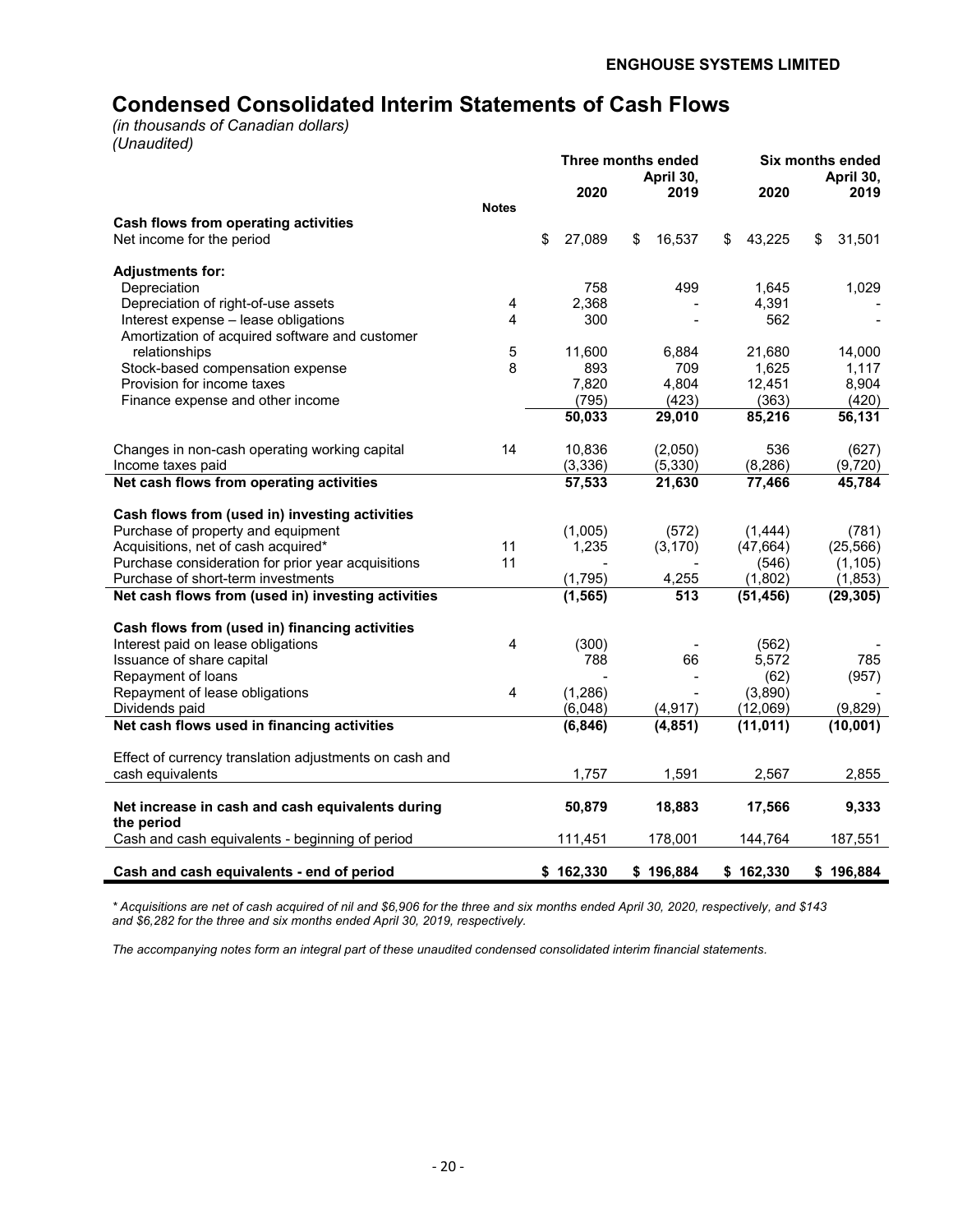**ENGHOUSE SYSTEMS LIMITED**

# Condensed Consolidated Interim Statements of Cash Flows

*(in thousands of Canadian dollars)*
*(Unaudited)*

| | Notes | Three months ended April 30, 2020 | Three months ended April 30, 2019 | Six months ended April 30, 2020 | Six months ended April 30, 2019 |
|---|---|---|---|---|---|
| **Cash flows from operating activities** | | | | | |
| Net income for the period | | $ 27,089 | $ 16,537 | $ 43,225 | $ 31,501 |
| **Adjustments for:** | | | | | |
| Depreciation | | 758 | 499 | 1,645 | 1,029 |
| Depreciation of right-of-use assets | 4 | 2,368 | - | 4,391 | - |
| Interest expense – lease obligations | 4 | 300 | - | 562 | - |
| Amortization of acquired software and customer relationships | 5 | 11,600 | 6,884 | 21,680 | 14,000 |
| Stock-based compensation expense | 8 | 893 | 709 | 1,625 | 1,117 |
| Provision for income taxes | | 7,820 | 4,804 | 12,451 | 8,904 |
| Finance expense and other income | | (795) | (423) | (363) | (420) |
| | | **50,033** | **29,010** | **85,216** | **56,131** |
| Changes in non-cash operating working capital | 14 | 10,836 | (2,050) | 536 | (627) |
| Income taxes paid | | (3,336) | (5,330) | (8,286) | (9,720) |
| **Net cash flows from operating activities** | | **57,533** | **21,630** | **77,466** | **45,784** |
| **Cash flows from (used in) investing activities** | | | | | |
| Purchase of property and equipment | | (1,005) | (572) | (1,444) | (781) |
| Acquisitions, net of cash acquired* | 11 | 1,235 | (3,170) | (47,664) | (25,566) |
| Purchase consideration for prior year acquisitions | 11 | - | - | (546) | (1,105) |
| Purchase of short-term investments | | (1,795) | 4,255 | (1,802) | (1,853) |
| **Net cash flows from (used in) investing activities** | | **(1,565)** | **513** | **(51,456)** | **(29,305)** |
| **Cash flows from (used in) financing activities** | | | | | |
| Interest paid on lease obligations | 4 | (300) | - | (562) | - |
| Issuance of share capital | | 788 | 66 | 5,572 | 785 |
| Repayment of loans | | - | - | (62) | (957) |
| Repayment of lease obligations | 4 | (1,286) | - | (3,890) | - |
| Dividends paid | | (6,048) | (4,917) | (12,069) | (9,829) |
| **Net cash flows used in financing activities** | | **(6,846)** | **(4,851)** | **(11,011)** | **(10,001)** |
| Effect of currency translation adjustments on cash and cash equivalents | | 1,757 | 1,591 | 2,567 | 2,855 |
| **Net increase in cash and cash equivalents during the period** | | **50,879** | **18,883** | **17,566** | **9,333** |
| Cash and cash equivalents - beginning of period | | 111,451 | 178,001 | 144,764 | 187,551 |
| **Cash and cash equivalents - end of period** | | **$ 162,330** | **$ 196,884** | **$ 162,330** | **$ 196,884** |

*\* Acquisitions are net of cash acquired of nil and $6,906 for the three and six months ended April 30, 2020, respectively, and $143 and $6,282 for the three and six months ended April 30, 2019, respectively.*

*The accompanying notes form an integral part of these unaudited condensed consolidated interim financial statements.*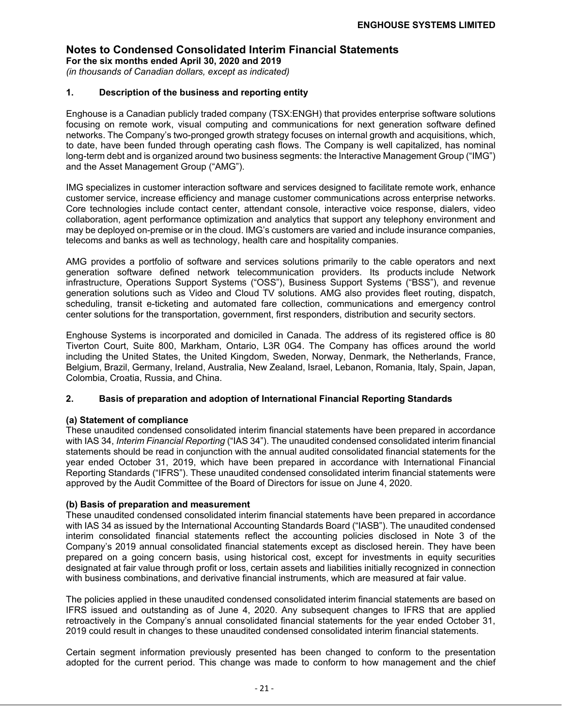# Notes to Condensed Consolidated Interim Financial Statements

**For the six months ended April 30, 2020 and 2019**

*(in thousands of Canadian dollars, except as indicated)*

## 1. Description of the business and reporting entity

Enghouse is a Canadian publicly traded company (TSX:ENGH) that provides enterprise software solutions focusing on remote work, visual computing and communications for next generation software defined networks. The Company's two-pronged growth strategy focuses on internal growth and acquisitions, which, to date, have been funded through operating cash flows. The Company is well capitalized, has nominal long-term debt and is organized around two business segments: the Interactive Management Group ("IMG") and the Asset Management Group ("AMG").

IMG specializes in customer interaction software and services designed to facilitate remote work, enhance customer service, increase efficiency and manage customer communications across enterprise networks. Core technologies include contact center, attendant console, interactive voice response, dialers, video collaboration, agent performance optimization and analytics that support any telephony environment and may be deployed on-premise or in the cloud. IMG's customers are varied and include insurance companies, telecoms and banks as well as technology, health care and hospitality companies.

AMG provides a portfolio of software and services solutions primarily to the cable operators and next generation software defined network telecommunication providers. Its products include Network infrastructure, Operations Support Systems ("OSS"), Business Support Systems ("BSS"), and revenue generation solutions such as Video and Cloud TV solutions. AMG also provides fleet routing, dispatch, scheduling, transit e-ticketing and automated fare collection, communications and emergency control center solutions for the transportation, government, first responders, distribution and security sectors.

Enghouse Systems is incorporated and domiciled in Canada. The address of its registered office is 80 Tiverton Court, Suite 800, Markham, Ontario, L3R 0G4. The Company has offices around the world including the United States, the United Kingdom, Sweden, Norway, Denmark, the Netherlands, France, Belgium, Brazil, Germany, Ireland, Australia, New Zealand, Israel, Lebanon, Romania, Italy, Spain, Japan, Colombia, Croatia, Russia, and China.

## 2. Basis of preparation and adoption of International Financial Reporting Standards

### (a) Statement of compliance

These unaudited condensed consolidated interim financial statements have been prepared in accordance with IAS 34, *Interim Financial Reporting* ("IAS 34"). The unaudited condensed consolidated interim financial statements should be read in conjunction with the annual audited consolidated financial statements for the year ended October 31, 2019, which have been prepared in accordance with International Financial Reporting Standards ("IFRS"). These unaudited condensed consolidated interim financial statements were approved by the Audit Committee of the Board of Directors for issue on June 4, 2020.

### (b) Basis of preparation and measurement

These unaudited condensed consolidated interim financial statements have been prepared in accordance with IAS 34 as issued by the International Accounting Standards Board ("IASB"). The unaudited condensed interim consolidated financial statements reflect the accounting policies disclosed in Note 3 of the Company's 2019 annual consolidated financial statements except as disclosed herein. They have been prepared on a going concern basis, using historical cost, except for investments in equity securities designated at fair value through profit or loss, certain assets and liabilities initially recognized in connection with business combinations, and derivative financial instruments, which are measured at fair value.

The policies applied in these unaudited condensed consolidated interim financial statements are based on IFRS issued and outstanding as of June 4, 2020. Any subsequent changes to IFRS that are applied retroactively in the Company's annual consolidated financial statements for the year ended October 31, 2019 could result in changes to these unaudited condensed consolidated interim financial statements.

Certain segment information previously presented has been changed to conform to the presentation adopted for the current period. This change was made to conform to how management and the chief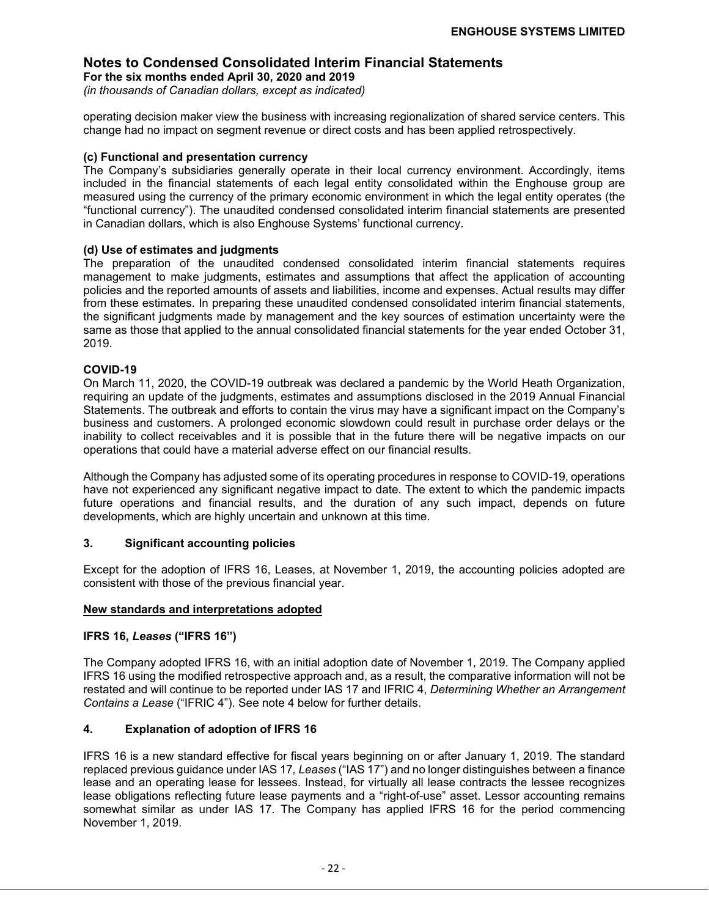operating decision maker view the business with increasing regionalization of shared service centers. This change had no impact on segment revenue or direct costs and has been applied retrospectively.

**(c) Functional and presentation currency**

The Company's subsidiaries generally operate in their local currency environment. Accordingly, items included in the financial statements of each legal entity consolidated within the Enghouse group are measured using the currency of the primary economic environment in which the legal entity operates (the "functional currency"). The unaudited condensed consolidated interim financial statements are presented in Canadian dollars, which is also Enghouse Systems' functional currency.

**(d) Use of estimates and judgments**

The preparation of the unaudited condensed consolidated interim financial statements requires management to make judgments, estimates and assumptions that affect the application of accounting policies and the reported amounts of assets and liabilities, income and expenses. Actual results may differ from these estimates. In preparing these unaudited condensed consolidated interim financial statements, the significant judgments made by management and the key sources of estimation uncertainty were the same as those that applied to the annual consolidated financial statements for the year ended October 31, 2019.

**COVID-19**

On March 11, 2020, the COVID-19 outbreak was declared a pandemic by the World Heath Organization, requiring an update of the judgments, estimates and assumptions disclosed in the 2019 Annual Financial Statements. The outbreak and efforts to contain the virus may have a significant impact on the Company's business and customers. A prolonged economic slowdown could result in purchase order delays or the inability to collect receivables and it is possible that in the future there will be negative impacts on our operations that could have a material adverse effect on our financial results.

Although the Company has adjusted some of its operating procedures in response to COVID-19, operations have not experienced any significant negative impact to date. The extent to which the pandemic impacts future operations and financial results, and the duration of any such impact, depends on future developments, which are highly uncertain and unknown at this time.

## 3. Significant accounting policies

Except for the adoption of IFRS 16, Leases, at November 1, 2019, the accounting policies adopted are consistent with those of the previous financial year.

**New standards and interpretations adopted**

**IFRS 16, *Leases* ("IFRS 16")**

The Company adopted IFRS 16, with an initial adoption date of November 1, 2019. The Company applied IFRS 16 using the modified retrospective approach and, as a result, the comparative information will not be restated and will continue to be reported under IAS 17 and IFRIC 4, *Determining Whether an Arrangement Contains a Lease* ("IFRIC 4"). See note 4 below for further details.

## 4. Explanation of adoption of IFRS 16

IFRS 16 is a new standard effective for fiscal years beginning on or after January 1, 2019. The standard replaced previous guidance under IAS 17*, Leases* ("IAS 17") and no longer distinguishes between a finance lease and an operating lease for lessees. Instead, for virtually all lease contracts the lessee recognizes lease obligations reflecting future lease payments and a "right-of-use" asset. Lessor accounting remains somewhat similar as under IAS 17. The Company has applied IFRS 16 for the period commencing November 1, 2019.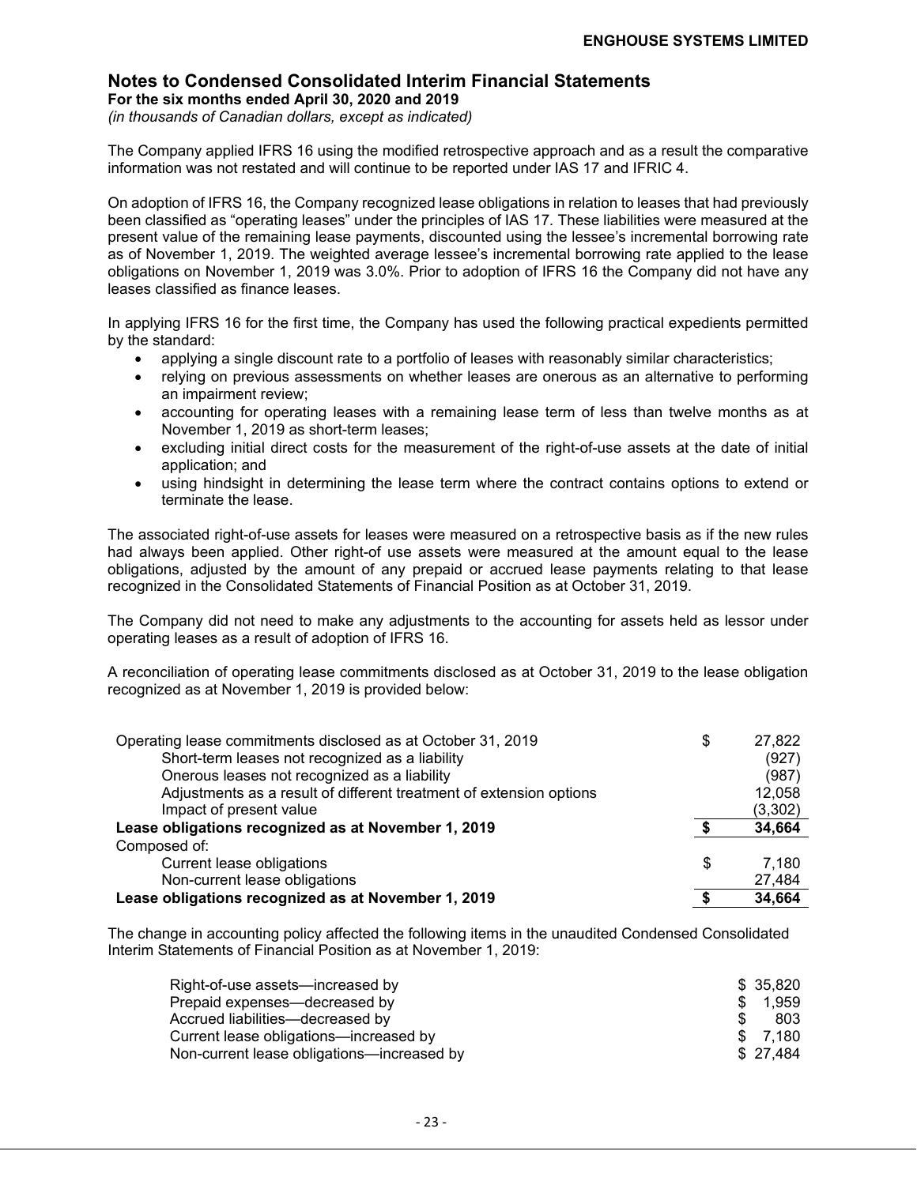## Notes to Condensed Consolidated Interim Financial Statements

**For the six months ended April 30, 2020 and 2019**

*(in thousands of Canadian dollars, except as indicated)*

The Company applied IFRS 16 using the modified retrospective approach and as a result the comparative information was not restated and will continue to be reported under IAS 17 and IFRIC 4.

On adoption of IFRS 16, the Company recognized lease obligations in relation to leases that had previously been classified as "operating leases" under the principles of IAS 17. These liabilities were measured at the present value of the remaining lease payments, discounted using the lessee's incremental borrowing rate as of November 1, 2019. The weighted average lessee's incremental borrowing rate applied to the lease obligations on November 1, 2019 was 3.0%. Prior to adoption of IFRS 16 the Company did not have any leases classified as finance leases.

In applying IFRS 16 for the first time, the Company has used the following practical expedients permitted by the standard:

- applying a single discount rate to a portfolio of leases with reasonably similar characteristics;
- relying on previous assessments on whether leases are onerous as an alternative to performing an impairment review;
- accounting for operating leases with a remaining lease term of less than twelve months as at November 1, 2019 as short-term leases;
- excluding initial direct costs for the measurement of the right-of-use assets at the date of initial application; and
- using hindsight in determining the lease term where the contract contains options to extend or terminate the lease.

The associated right-of-use assets for leases were measured on a retrospective basis as if the new rules had always been applied. Other right-of use assets were measured at the amount equal to the lease obligations, adjusted by the amount of any prepaid or accrued lease payments relating to that lease recognized in the Consolidated Statements of Financial Position as at October 31, 2019.

The Company did not need to make any adjustments to the accounting for assets held as lessor under operating leases as a result of adoption of IFRS 16.

A reconciliation of operating lease commitments disclosed as at October 31, 2019 to the lease obligation recognized as at November 1, 2019 is provided below:

| | |
|---|---|
| Operating lease commitments disclosed as at October 31, 2019 | $ 27,822 |
| Short-term leases not recognized as a liability | (927) |
| Onerous leases not recognized as a liability | (987) |
| Adjustments as a result of different treatment of extension options | 12,058 |
| Impact of present value | (3,302) |
| **Lease obligations recognized as at November 1, 2019** | **$ 34,664** |
| Composed of: | |
| Current lease obligations | $ 7,180 |
| Non-current lease obligations | 27,484 |
| **Lease obligations recognized as at November 1, 2019** | **$ 34,664** |

The change in accounting policy affected the following items in the unaudited Condensed Consolidated Interim Statements of Financial Position as at November 1, 2019:

| | |
|---|---|
| Right-of-use assets—increased by | $ 35,820 |
| Prepaid expenses—decreased by | $ 1,959 |
| Accrued liabilities—decreased by | $ 803 |
| Current lease obligations—increased by | $ 7,180 |
| Non-current lease obligations—increased by | $ 27,484 |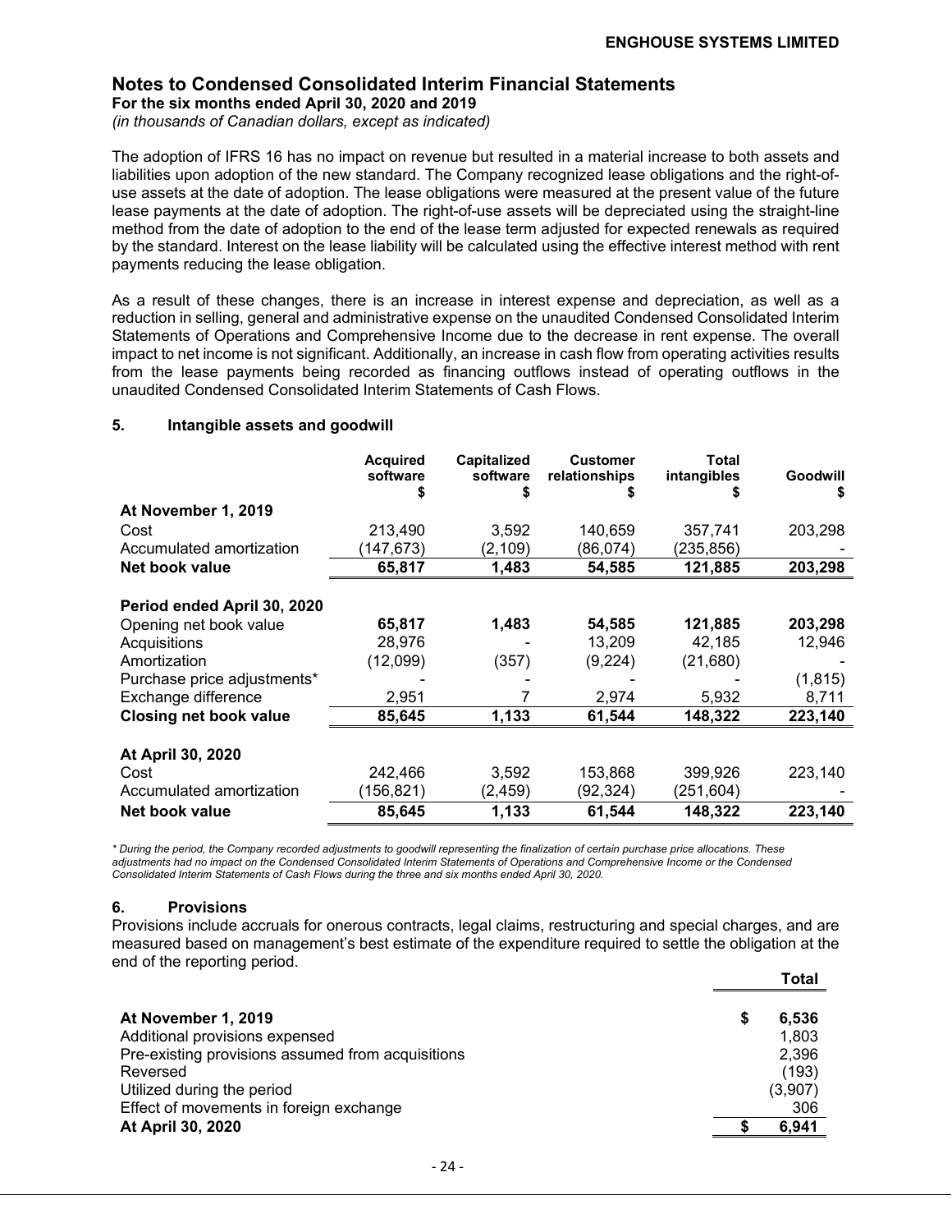## Notes to Condensed Consolidated Interim Financial Statements

**For the six months ended April 30, 2020 and 2019**

*(in thousands of Canadian dollars, except as indicated)*

The adoption of IFRS 16 has no impact on revenue but resulted in a material increase to both assets and liabilities upon adoption of the new standard. The Company recognized lease obligations and the right-of-use assets at the date of adoption. The lease obligations were measured at the present value of the future lease payments at the date of adoption. The right-of-use assets will be depreciated using the straight-line method from the date of adoption to the end of the lease term adjusted for expected renewals as required by the standard. Interest on the lease liability will be calculated using the effective interest method with rent payments reducing the lease obligation.

As a result of these changes, there is an increase in interest expense and depreciation, as well as a reduction in selling, general and administrative expense on the unaudited Condensed Consolidated Interim Statements of Operations and Comprehensive Income due to the decrease in rent expense. The overall impact to net income is not significant. Additionally, an increase in cash flow from operating activities results from the lease payments being recorded as financing outflows instead of operating outflows in the unaudited Condensed Consolidated Interim Statements of Cash Flows.

### 5. Intangible assets and goodwill

| | Acquired software $ | Capitalized software $ | Customer relationships $ | Total intangibles $ | Goodwill $ |
|---|---|---|---|---|---|
| **At November 1, 2019** | | | | | |
| Cost | 213,490 | 3,592 | 140,659 | 357,741 | 203,298 |
| Accumulated amortization | (147,673) | (2,109) | (86,074) | (235,856) | - |
| **Net book value** | **65,817** | **1,483** | **54,585** | **121,885** | **203,298** |
| **Period ended April 30, 2020** | | | | | |
| Opening net book value | **65,817** | **1,483** | **54,585** | **121,885** | **203,298** |
| Acquisitions | 28,976 | - | 13,209 | 42,185 | 12,946 |
| Amortization | (12,099) | (357) | (9,224) | (21,680) | - |
| Purchase price adjustments* | - | - | - | - | (1,815) |
| Exchange difference | 2,951 | 7 | 2,974 | 5,932 | 8,711 |
| **Closing net book value** | **85,645** | **1,133** | **61,544** | **148,322** | **223,140** |
| **At April 30, 2020** | | | | | |
| Cost | 242,466 | 3,592 | 153,868 | 399,926 | 223,140 |
| Accumulated amortization | (156,821) | (2,459) | (92,324) | (251,604) | - |
| **Net book value** | **85,645** | **1,133** | **61,544** | **148,322** | **223,140** |

*\* During the period, the Company recorded adjustments to goodwill representing the finalization of certain purchase price allocations. These adjustments had no impact on the Condensed Consolidated Interim Statements of Operations and Comprehensive Income or the Condensed Consolidated Interim Statements of Cash Flows during the three and six months ended April 30, 2020.*

### 6. Provisions

Provisions include accruals for onerous contracts, legal claims, restructuring and special charges, and are measured based on management's best estimate of the expenditure required to settle the obligation at the end of the reporting period.

| | Total |
|---|---|
| **At November 1, 2019** | **$ 6,536** |
| Additional provisions expensed | 1,803 |
| Pre-existing provisions assumed from acquisitions | 2,396 |
| Reversed | (193) |
| Utilized during the period | (3,907) |
| Effect of movements in foreign exchange | 306 |
| **At April 30, 2020** | **$ 6,941** |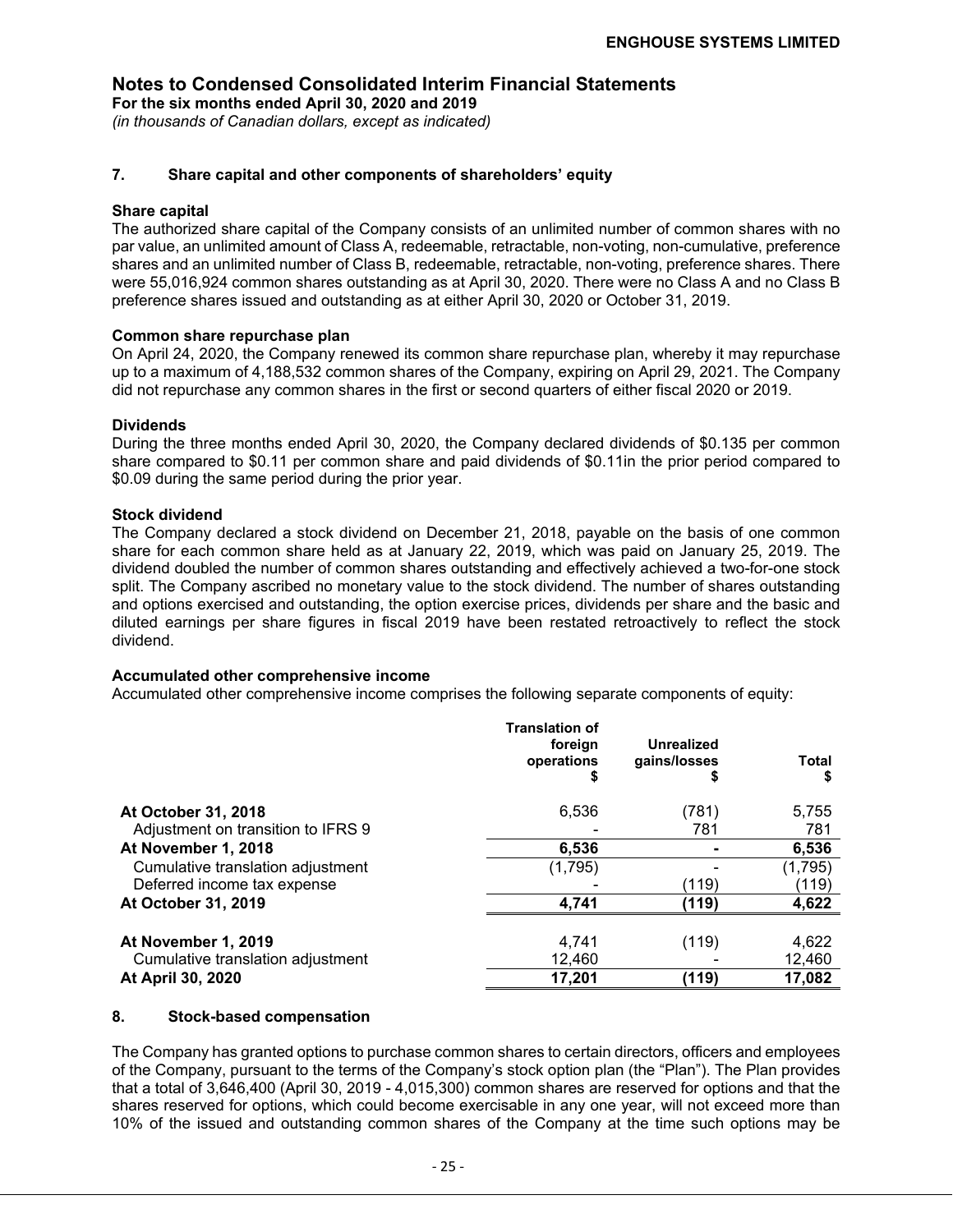## Notes to Condensed Consolidated Interim Financial Statements

**For the six months ended April 30, 2020 and 2019**

*(in thousands of Canadian dollars, except as indicated)*

### 7. Share capital and other components of shareholders' equity

**Share capital**

The authorized share capital of the Company consists of an unlimited number of common shares with no par value, an unlimited amount of Class A, redeemable, retractable, non-voting, non-cumulative, preference shares and an unlimited number of Class B, redeemable, retractable, non-voting, preference shares. There were 55,016,924 common shares outstanding as at April 30, 2020. There were no Class A and no Class B preference shares issued and outstanding as at either April 30, 2020 or October 31, 2019.

**Common share repurchase plan**

On April 24, 2020, the Company renewed its common share repurchase plan, whereby it may repurchase up to a maximum of 4,188,532 common shares of the Company, expiring on April 29, 2021. The Company did not repurchase any common shares in the first or second quarters of either fiscal 2020 or 2019.

**Dividends**

During the three months ended April 30, 2020, the Company declared dividends of $0.135 per common share compared to $0.11 per common share and paid dividends of $0.11in the prior period compared to $0.09 during the same period during the prior year.

**Stock dividend**

The Company declared a stock dividend on December 21, 2018, payable on the basis of one common share for each common share held as at January 22, 2019, which was paid on January 25, 2019. The dividend doubled the number of common shares outstanding and effectively achieved a two-for-one stock split. The Company ascribed no monetary value to the stock dividend. The number of shares outstanding and options exercised and outstanding, the option exercise prices, dividends per share and the basic and diluted earnings per share figures in fiscal 2019 have been restated retroactively to reflect the stock dividend.

**Accumulated other comprehensive income**

Accumulated other comprehensive income comprises the following separate components of equity:

| | Translation of foreign operations $ | Unrealized gains/losses $ | Total $ |
|---|---|---|---|
| **At October 31, 2018** | 6,536 | (781) | 5,755 |
| Adjustment on transition to IFRS 9 | - | 781 | 781 |
| **At November 1, 2018** | **6,536** | **-** | **6,536** |
| Cumulative translation adjustment | (1,795) | - | (1,795) |
| Deferred income tax expense | - | (119) | (119) |
| **At October 31, 2019** | **4,741** | **(119)** | **4,622** |
| | | | |
| **At November 1, 2019** | 4,741 | (119) | 4,622 |
| Cumulative translation adjustment | 12,460 | - | 12,460 |
| **At April 30, 2020** | **17,201** | **(119)** | **17,082** |

### 8. Stock-based compensation

The Company has granted options to purchase common shares to certain directors, officers and employees of the Company, pursuant to the terms of the Company's stock option plan (the "Plan"). The Plan provides that a total of 3,646,400 (April 30, 2019 - 4,015,300) common shares are reserved for options and that the shares reserved for options, which could become exercisable in any one year, will not exceed more than 10% of the issued and outstanding common shares of the Company at the time such options may be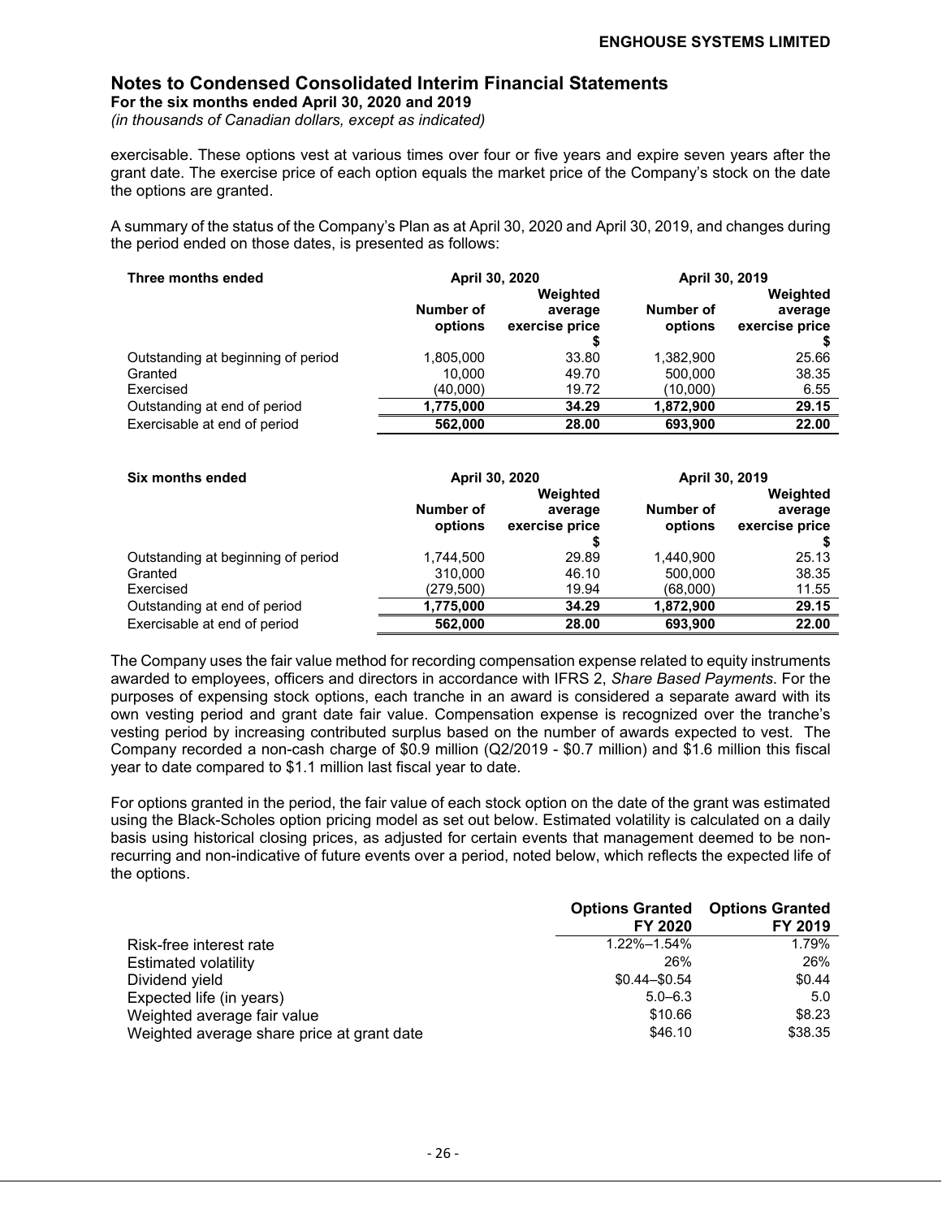exercisable. These options vest at various times over four or five years and expire seven years after the grant date. The exercise price of each option equals the market price of the Company's stock on the date the options are granted.

A summary of the status of the Company's Plan as at April 30, 2020 and April 30, 2019, and changes during the period ended on those dates, is presented as follows:

| Three months ended | April 30, 2020 | | April 30, 2019 | |
|---|---|---|---|---|
| | Number of options | Weighted average exercise price $ | Number of options | Weighted average exercise price $ |
| Outstanding at beginning of period | 1,805,000 | 33.80 | 1,382,900 | 25.66 |
| Granted | 10,000 | 49.70 | 500,000 | 38.35 |
| Exercised | (40,000) | 19.72 | (10,000) | 6.55 |
| Outstanding at end of period | **1,775,000** | **34.29** | **1,872,900** | **29.15** |
| Exercisable at end of period | **562,000** | **28.00** | **693,900** | **22.00** |

| Six months ended | April 30, 2020 | | April 30, 2019 | |
|---|---|---|---|---|
| | Number of options | Weighted average exercise price $ | Number of options | Weighted average exercise price $ |
| Outstanding at beginning of period | 1,744,500 | 29.89 | 1,440,900 | 25.13 |
| Granted | 310,000 | 46.10 | 500,000 | 38.35 |
| Exercised | (279,500) | 19.94 | (68,000) | 11.55 |
| Outstanding at end of period | **1,775,000** | **34.29** | **1,872,900** | **29.15** |
| Exercisable at end of period | **562,000** | **28.00** | **693,900** | **22.00** |

The Company uses the fair value method for recording compensation expense related to equity instruments awarded to employees, officers and directors in accordance with IFRS 2, *Share Based Payments*. For the purposes of expensing stock options, each tranche in an award is considered a separate award with its own vesting period and grant date fair value. Compensation expense is recognized over the tranche's vesting period by increasing contributed surplus based on the number of awards expected to vest. The Company recorded a non-cash charge of $0.9 million (Q2/2019 - $0.7 million) and $1.6 million this fiscal year to date compared to $1.1 million last fiscal year to date.

For options granted in the period, the fair value of each stock option on the date of the grant was estimated using the Black-Scholes option pricing model as set out below. Estimated volatility is calculated on a daily basis using historical closing prices, as adjusted for certain events that management deemed to be non-recurring and non-indicative of future events over a period, noted below, which reflects the expected life of the options.

| | Options Granted FY 2020 | Options Granted FY 2019 |
|---|---|---|
| Risk-free interest rate | 1.22%–1.54% | 1.79% |
| Estimated volatility | 26% | 26% |
| Dividend yield | $0.44–$0.54 | $0.44 |
| Expected life (in years) | 5.0–6.3 | 5.0 |
| Weighted average fair value | $10.66 | $8.23 |
| Weighted average share price at grant date | $46.10 | $38.35 |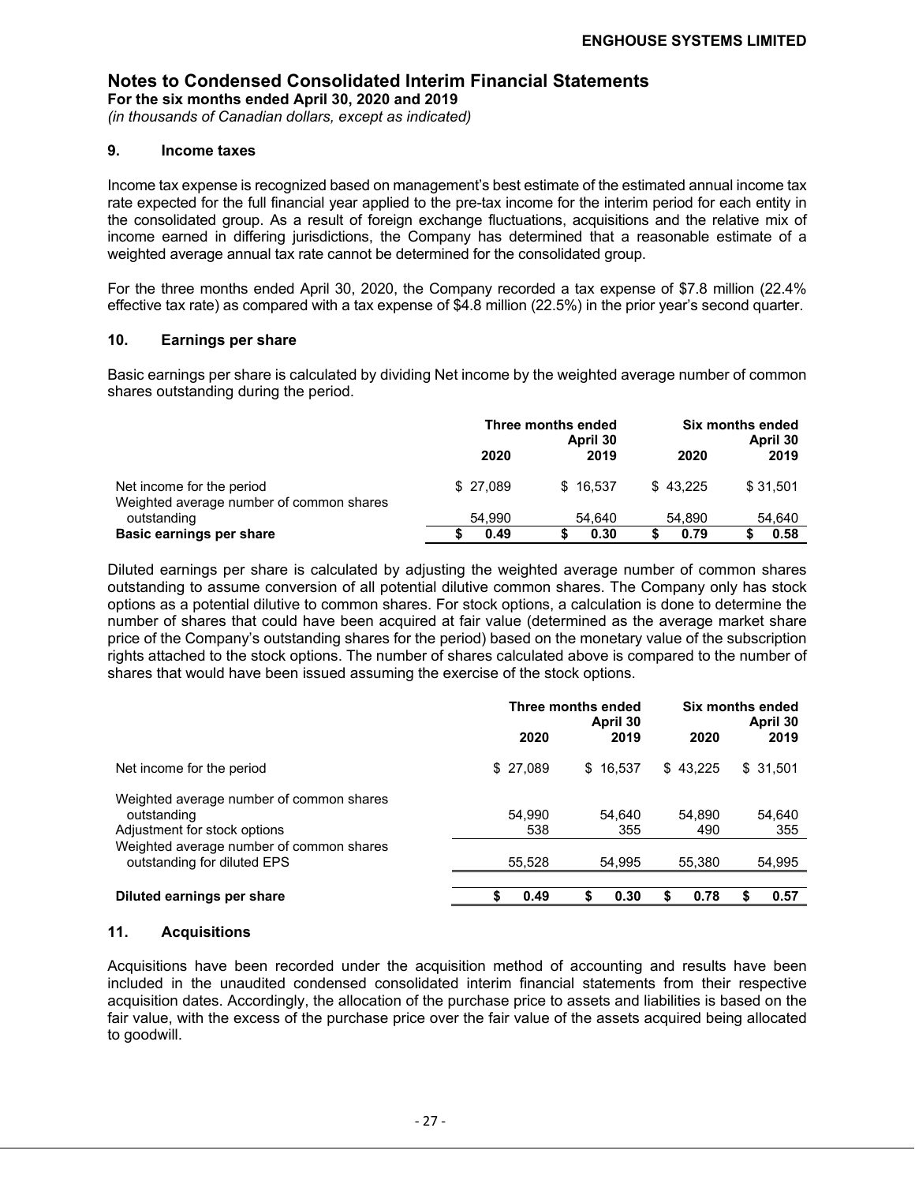# Notes to Condensed Consolidated Interim Financial Statements

**For the six months ended April 30, 2020 and 2019**

*(in thousands of Canadian dollars, except as indicated)*

## 9. Income taxes

Income tax expense is recognized based on management's best estimate of the estimated annual income tax rate expected for the full financial year applied to the pre-tax income for the interim period for each entity in the consolidated group. As a result of foreign exchange fluctuations, acquisitions and the relative mix of income earned in differing jurisdictions, the Company has determined that a reasonable estimate of a weighted average annual tax rate cannot be determined for the consolidated group.

For the three months ended April 30, 2020, the Company recorded a tax expense of $7.8 million (22.4% effective tax rate) as compared with a tax expense of $4.8 million (22.5%) in the prior year's second quarter.

## 10. Earnings per share

Basic earnings per share is calculated by dividing Net income by the weighted average number of common shares outstanding during the period.

| | Three months ended April 30 | | Six months ended April 30 | |
|---|---|---|---|---|
| | 2020 | 2019 | 2020 | 2019 |
| Net income for the period | $ 27,089 | $ 16,537 | $ 43,225 | $ 31,501 |
| Weighted average number of common shares outstanding | 54,990 | 54,640 | 54,890 | 54,640 |
| **Basic earnings per share** | **$ 0.49** | **$ 0.30** | **$ 0.79** | **$ 0.58** |

Diluted earnings per share is calculated by adjusting the weighted average number of common shares outstanding to assume conversion of all potential dilutive common shares. The Company only has stock options as a potential dilutive to common shares. For stock options, a calculation is done to determine the number of shares that could have been acquired at fair value (determined as the average market share price of the Company's outstanding shares for the period) based on the monetary value of the subscription rights attached to the stock options. The number of shares calculated above is compared to the number of shares that would have been issued assuming the exercise of the stock options.

| | Three months ended April 30 | | Six months ended April 30 | |
|---|---|---|---|---|
| | 2020 | 2019 | 2020 | 2019 |
| Net income for the period | $ 27,089 | $ 16,537 | $ 43,225 | $ 31,501 |
| Weighted average number of common shares outstanding | 54,990 | 54,640 | 54,890 | 54,640 |
| Adjustment for stock options | 538 | 355 | 490 | 355 |
| Weighted average number of common shares outstanding for diluted EPS | 55,528 | 54,995 | 55,380 | 54,995 |
| **Diluted earnings per share** | **$ 0.49** | **$ 0.30** | **$ 0.78** | **$ 0.57** |

## 11. Acquisitions

Acquisitions have been recorded under the acquisition method of accounting and results have been included in the unaudited condensed consolidated interim financial statements from their respective acquisition dates. Accordingly, the allocation of the purchase price to assets and liabilities is based on the fair value, with the excess of the purchase price over the fair value of the assets acquired being allocated to goodwill.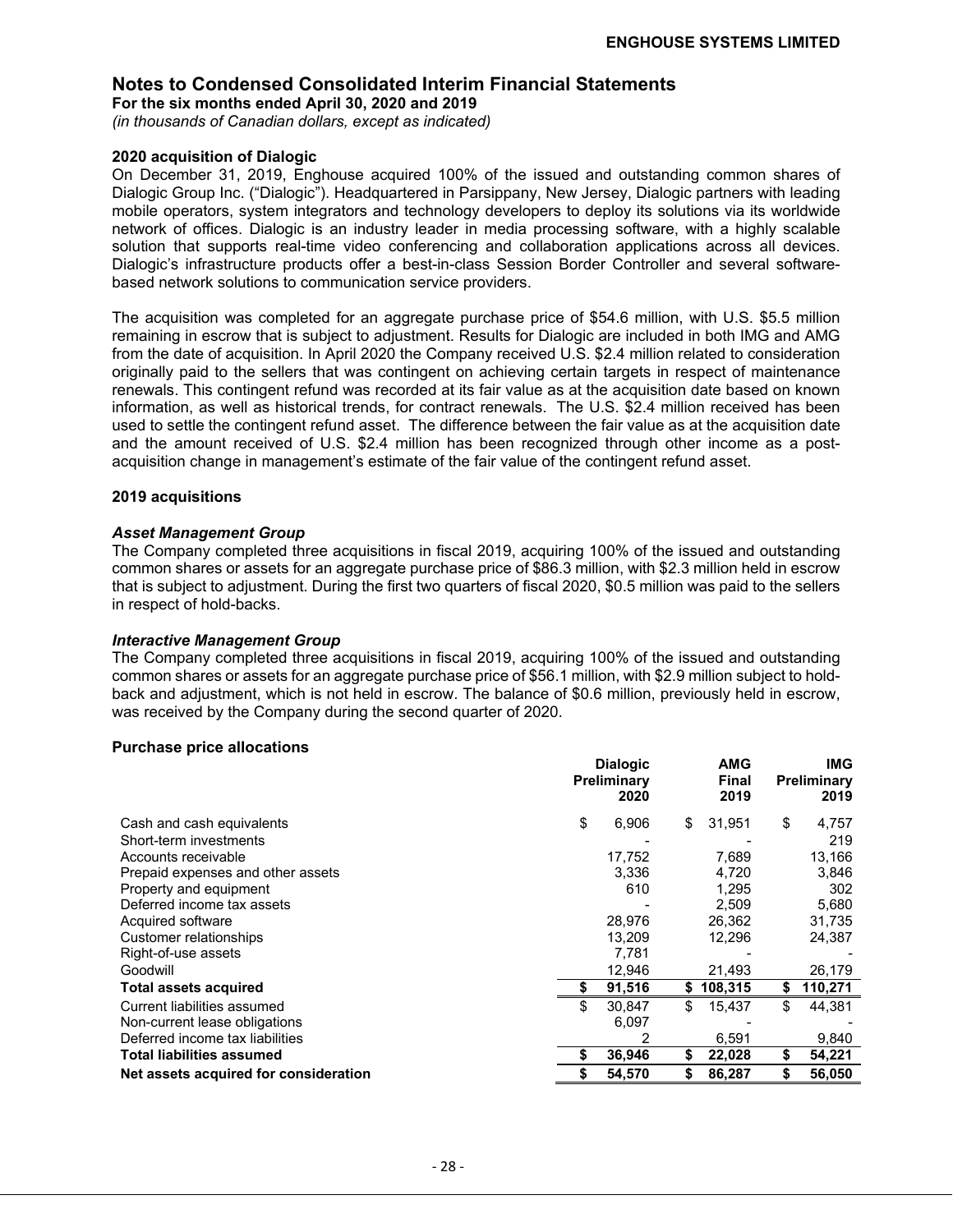# Notes to Condensed Consolidated Interim Financial Statements

**For the six months ended April 30, 2020 and 2019**

*(in thousands of Canadian dollars, except as indicated)*

**2020 acquisition of Dialogic**

On December 31, 2019, Enghouse acquired 100% of the issued and outstanding common shares of Dialogic Group Inc. ("Dialogic"). Headquartered in Parsippany, New Jersey, Dialogic partners with leading mobile operators, system integrators and technology developers to deploy its solutions via its worldwide network of offices. Dialogic is an industry leader in media processing software, with a highly scalable solution that supports real-time video conferencing and collaboration applications across all devices. Dialogic's infrastructure products offer a best-in-class Session Border Controller and several software-based network solutions to communication service providers.

The acquisition was completed for an aggregate purchase price of $54.6 million, with U.S. $5.5 million remaining in escrow that is subject to adjustment. Results for Dialogic are included in both IMG and AMG from the date of acquisition. In April 2020 the Company received U.S. $2.4 million related to consideration originally paid to the sellers that was contingent on achieving certain targets in respect of maintenance renewals. This contingent refund was recorded at its fair value as at the acquisition date based on known information, as well as historical trends, for contract renewals. The U.S. $2.4 million received has been used to settle the contingent refund asset. The difference between the fair value as at the acquisition date and the amount received of U.S. $2.4 million has been recognized through other income as a post-acquisition change in management's estimate of the fair value of the contingent refund asset.

**2019 acquisitions**

***Asset Management Group***

The Company completed three acquisitions in fiscal 2019, acquiring 100% of the issued and outstanding common shares or assets for an aggregate purchase price of $86.3 million, with $2.3 million held in escrow that is subject to adjustment. During the first two quarters of fiscal 2020, $0.5 million was paid to the sellers in respect of hold-backs.

***Interactive Management Group***

The Company completed three acquisitions in fiscal 2019, acquiring 100% of the issued and outstanding common shares or assets for an aggregate purchase price of $56.1 million, with $2.9 million subject to hold-back and adjustment, which is not held in escrow. The balance of $0.6 million, previously held in escrow, was received by the Company during the second quarter of 2020.

**Purchase price allocations**

| | Dialogic Preliminary 2020 | AMG Final 2019 | IMG Preliminary 2019 |
|---|---|---|---|
| Cash and cash equivalents | $ 6,906 | $ 31,951 | $ 4,757 |
| Short-term investments | - | - | 219 |
| Accounts receivable | 17,752 | 7,689 | 13,166 |
| Prepaid expenses and other assets | 3,336 | 4,720 | 3,846 |
| Property and equipment | 610 | 1,295 | 302 |
| Deferred income tax assets | - | 2,509 | 5,680 |
| Acquired software | 28,976 | 26,362 | 31,735 |
| Customer relationships | 13,209 | 12,296 | 24,387 |
| Right-of-use assets | 7,781 | - | - |
| Goodwill | 12,946 | 21,493 | 26,179 |
| **Total assets acquired** | **$ 91,516** | **$ 108,315** | **$ 110,271** |
| Current liabilities assumed | $ 30,847 | $ 15,437 | $ 44,381 |
| Non-current lease obligations | 6,097 | - | - |
| Deferred income tax liabilities | 2 | 6,591 | 9,840 |
| **Total liabilities assumed** | **$ 36,946** | **$ 22,028** | **$ 54,221** |
| **Net assets acquired for consideration** | **$ 54,570** | **$ 86,287** | **$ 56,050** |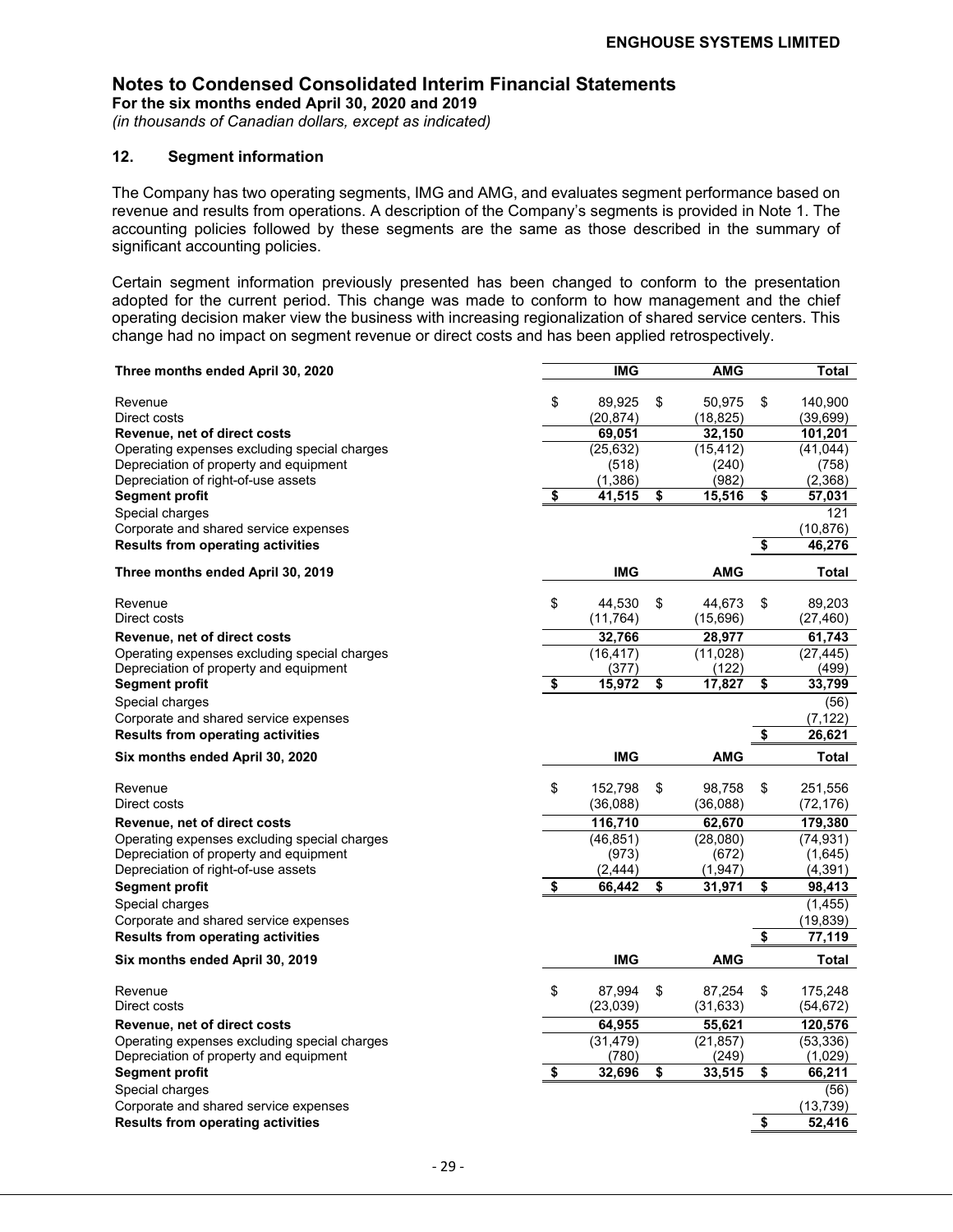# Notes to Condensed Consolidated Interim Financial Statements

**For the six months ended April 30, 2020 and 2019**

*(in thousands of Canadian dollars, except as indicated)*

## 12. Segment information

The Company has two operating segments, IMG and AMG, and evaluates segment performance based on revenue and results from operations. A description of the Company's segments is provided in Note 1. The accounting policies followed by these segments are the same as those described in the summary of significant accounting policies.

Certain segment information previously presented has been changed to conform to the presentation adopted for the current period. This change was made to conform to how management and the chief operating decision maker view the business with increasing regionalization of shared service centers. This change had no impact on segment revenue or direct costs and has been applied retrospectively.

| **Three months ended April 30, 2020** | **IMG** | **AMG** | **Total** |
|---|---|---|---|
| Revenue | $ 89,925 | $ 50,975 | $ 140,900 |
| Direct costs | (20,874) | (18,825) | (39,699) |
| **Revenue, net of direct costs** | **69,051** | **32,150** | **101,201** |
| Operating expenses excluding special charges | (25,632) | (15,412) | (41,044) |
| Depreciation of property and equipment | (518) | (240) | (758) |
| Depreciation of right-of-use assets | (1,386) | (982) | (2,368) |
| **Segment profit** | **$ 41,515** | **$ 15,516** | **$ 57,031** |
| Special charges | | | 121 |
| Corporate and shared service expenses | | | (10,876) |
| **Results from operating activities** | | | **$ 46,276** |

| **Three months ended April 30, 2019** | **IMG** | **AMG** | **Total** |
|---|---|---|---|
| Revenue | $ 44,530 | $ 44,673 | $ 89,203 |
| Direct costs | (11,764) | (15,696) | (27,460) |
| **Revenue, net of direct costs** | **32,766** | **28,977** | **61,743** |
| Operating expenses excluding special charges | (16,417) | (11,028) | (27,445) |
| Depreciation of property and equipment | (377) | (122) | (499) |
| **Segment profit** | **$ 15,972** | **$ 17,827** | **$ 33,799** |
| Special charges | | | (56) |
| Corporate and shared service expenses | | | (7,122) |
| **Results from operating activities** | | | **$ 26,621** |

| **Six months ended April 30, 2020** | **IMG** | **AMG** | **Total** |
|---|---|---|---|
| Revenue | $ 152,798 | $ 98,758 | $ 251,556 |
| Direct costs | (36,088) | (36,088) | (72,176) |
| **Revenue, net of direct costs** | **116,710** | **62,670** | **179,380** |
| Operating expenses excluding special charges | (46,851) | (28,080) | (74,931) |
| Depreciation of property and equipment | (973) | (672) | (1,645) |
| Depreciation of right-of-use assets | (2,444) | (1,947) | (4,391) |
| **Segment profit** | **$ 66,442** | **$ 31,971** | **$ 98,413** |
| Special charges | | | (1,455) |
| Corporate and shared service expenses | | | (19,839) |
| **Results from operating activities** | | | **$ 77,119** |

| **Six months ended April 30, 2019** | **IMG** | **AMG** | **Total** |
|---|---|---|---|
| Revenue | $ 87,994 | $ 87,254 | $ 175,248 |
| Direct costs | (23,039) | (31,633) | (54,672) |
| **Revenue, net of direct costs** | **64,955** | **55,621** | **120,576** |
| Operating expenses excluding special charges | (31,479) | (21,857) | (53,336) |
| Depreciation of property and equipment | (780) | (249) | (1,029) |
| **Segment profit** | **$ 32,696** | **$ 33,515** | **$ 66,211** |
| Special charges | | | (56) |
| Corporate and shared service expenses | | | (13,739) |
| **Results from operating activities** | | | **$ 52,416** |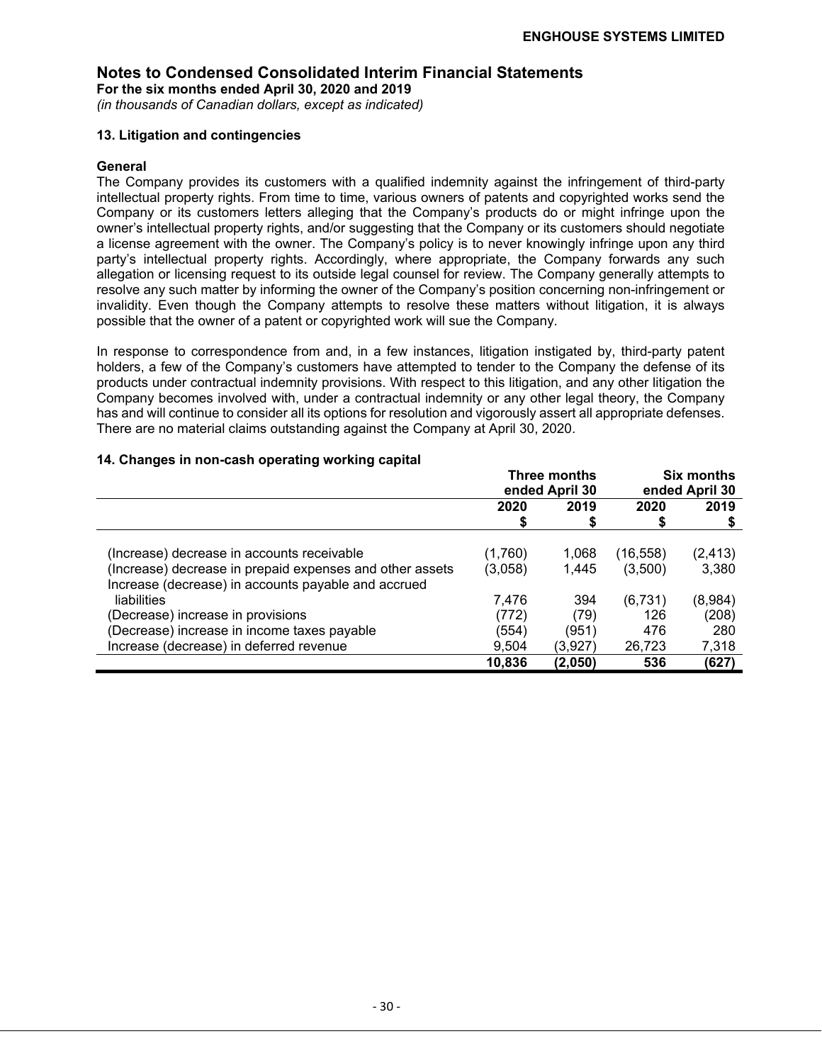# Notes to Condensed Consolidated Interim Financial Statements

**For the six months ended April 30, 2020 and 2019**

*(in thousands of Canadian dollars, except as indicated)*

### 13. Litigation and contingencies

**General**

The Company provides its customers with a qualified indemnity against the infringement of third-party intellectual property rights. From time to time, various owners of patents and copyrighted works send the Company or its customers letters alleging that the Company's products do or might infringe upon the owner's intellectual property rights, and/or suggesting that the Company or its customers should negotiate a license agreement with the owner. The Company's policy is to never knowingly infringe upon any third party's intellectual property rights. Accordingly, where appropriate, the Company forwards any such allegation or licensing request to its outside legal counsel for review. The Company generally attempts to resolve any such matter by informing the owner of the Company's position concerning non-infringement or invalidity. Even though the Company attempts to resolve these matters without litigation, it is always possible that the owner of a patent or copyrighted work will sue the Company.

In response to correspondence from and, in a few instances, litigation instigated by, third-party patent holders, a few of the Company's customers have attempted to tender to the Company the defense of its products under contractual indemnity provisions. With respect to this litigation, and any other litigation the Company becomes involved with, under a contractual indemnity or any other legal theory, the Company has and will continue to consider all its options for resolution and vigorously assert all appropriate defenses. There are no material claims outstanding against the Company at April 30, 2020.

### 14. Changes in non-cash operating working capital

| | Three months ended April 30 | | Six months ended April 30 | |
|---|---|---|---|---|
| | 2020<br>$ | 2019<br>$ | 2020<br>$ | 2019<br>$ |
| (Increase) decrease in accounts receivable | (1,760) | 1,068 | (16,558) | (2,413) |
| (Increase) decrease in prepaid expenses and other assets | (3,058) | 1,445 | (3,500) | 3,380 |
| Increase (decrease) in accounts payable and accrued liabilities | 7,476 | 394 | (6,731) | (8,984) |
| (Decrease) increase in provisions | (772) | (79) | 126 | (208) |
| (Decrease) increase in income taxes payable | (554) | (951) | 476 | 280 |
| Increase (decrease) in deferred revenue | 9,504 | (3,927) | 26,723 | 7,318 |
| | **10,836** | **(2,050)** | **536** | **(627)** |